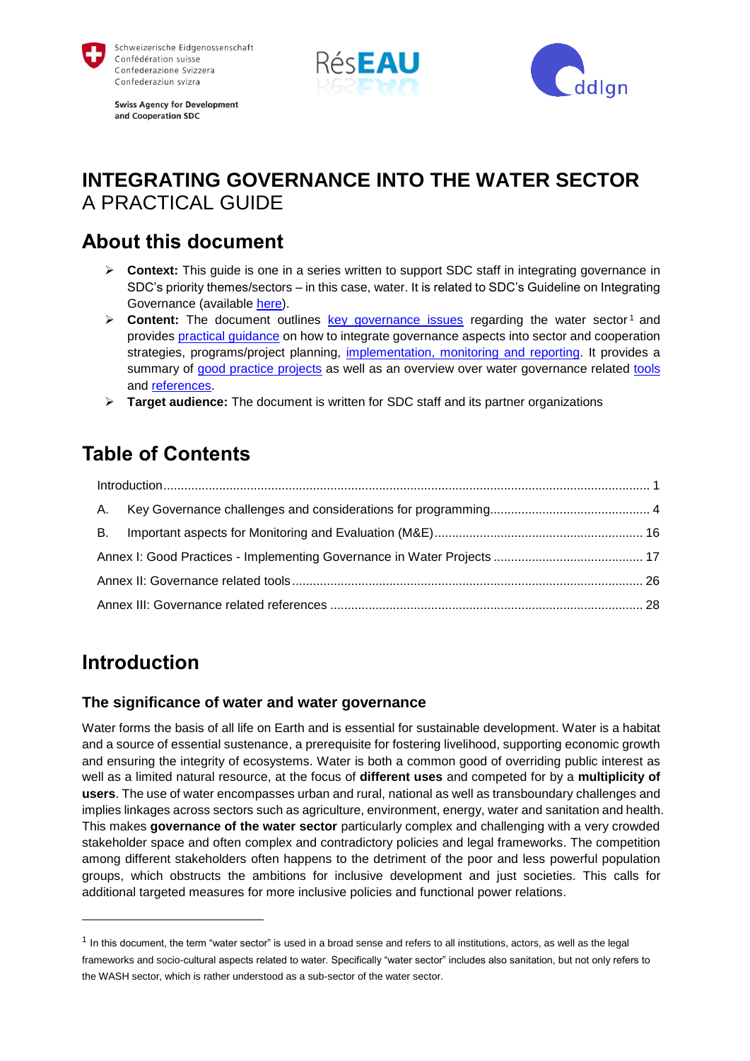Schweizerische Eidgenossenschaft
Confédération suisse
Confederazione Svizzera
Confederaziun svizra

**Swiss Agency for Development and Cooperation SDC**

RésEAU

ddlgn

# INTEGRATING GOVERNANCE INTO THE WATER SECTOR
A PRACTICAL GUIDE

## About this document

- **Context:** This guide is one in a series written to support SDC staff in integrating governance in SDC's priority themes/sectors – in this case, water. It is related to SDC's Guideline on Integrating Governance (available here).
- **Content:** The document outlines key governance issues regarding the water sector[1] and provides practical guidance on how to integrate governance aspects into sector and cooperation strategies, programs/project planning, implementation, monitoring and reporting. It provides a summary of good practice projects as well as an overview over water governance related tools and references.
- **Target audience:** The document is written for SDC staff and its partner organizations

## Table of Contents

| | |
|---|---|
| Introduction | 1 |
| A. Key Governance challenges and considerations for programming | 4 |
| B. Important aspects for Monitoring and Evaluation (M&E) | 16 |
| Annex I: Good Practices - Implementing Governance in Water Projects | 17 |
| Annex II: Governance related tools | 26 |
| Annex III: Governance related references | 28 |

## Introduction

### The significance of water and water governance

Water forms the basis of all life on Earth and is essential for sustainable development. Water is a habitat and a source of essential sustenance, a prerequisite for fostering livelihood, supporting economic growth and ensuring the integrity of ecosystems. Water is both a common good of overriding public interest as well as a limited natural resource, at the focus of **different uses** and competed for by a **multiplicity of users**. The use of water encompasses urban and rural, national as well as transboundary challenges and implies linkages across sectors such as agriculture, environment, energy, water and sanitation and health. This makes **governance of the water sector** particularly complex and challenging with a very crowded stakeholder space and often complex and contradictory policies and legal frameworks. The competition among different stakeholders often happens to the detriment of the poor and less powerful population groups, which obstructs the ambitions for inclusive development and just societies. This calls for additional targeted measures for more inclusive policies and functional power relations.

[1] In this document, the term "water sector" is used in a broad sense and refers to all institutions, actors, as well as the legal frameworks and socio-cultural aspects related to water. Specifically "water sector" includes also sanitation, but not only refers to the WASH sector, which is rather understood as a sub-sector of the water sector.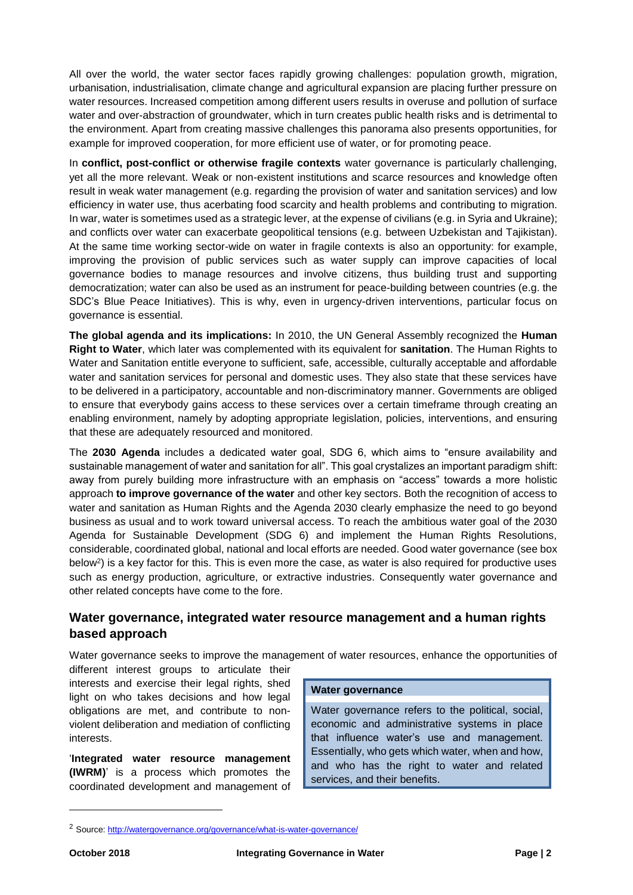All over the world, the water sector faces rapidly growing challenges: population growth, migration, urbanisation, industrialisation, climate change and agricultural expansion are placing further pressure on water resources. Increased competition among different users results in overuse and pollution of surface water and over-abstraction of groundwater, which in turn creates public health risks and is detrimental to the environment. Apart from creating massive challenges this panorama also presents opportunities, for example for improved cooperation, for more efficient use of water, or for promoting peace.

In **conflict, post-conflict or otherwise fragile contexts** water governance is particularly challenging, yet all the more relevant. Weak or non-existent institutions and scarce resources and knowledge often result in weak water management (e.g. regarding the provision of water and sanitation services) and low efficiency in water use, thus acerbating food scarcity and health problems and contributing to migration. In war, water is sometimes used as a strategic lever, at the expense of civilians (e.g. in Syria and Ukraine); and conflicts over water can exacerbate geopolitical tensions (e.g. between Uzbekistan and Tajikistan). At the same time working sector-wide on water in fragile contexts is also an opportunity: for example, improving the provision of public services such as water supply can improve capacities of local governance bodies to manage resources and involve citizens, thus building trust and supporting democratization; water can also be used as an instrument for peace-building between countries (e.g. the SDC's Blue Peace Initiatives). This is why, even in urgency-driven interventions, particular focus on governance is essential.

**The global agenda and its implications:** In 2010, the UN General Assembly recognized the **Human Right to Water**, which later was complemented with its equivalent for **sanitation**. The Human Rights to Water and Sanitation entitle everyone to sufficient, safe, accessible, culturally acceptable and affordable water and sanitation services for personal and domestic uses. They also state that these services have to be delivered in a participatory, accountable and non-discriminatory manner. Governments are obliged to ensure that everybody gains access to these services over a certain timeframe through creating an enabling environment, namely by adopting appropriate legislation, policies, interventions, and ensuring that these are adequately resourced and monitored.

The **2030 Agenda** includes a dedicated water goal, SDG 6, which aims to "ensure availability and sustainable management of water and sanitation for all". This goal crystalizes an important paradigm shift: away from purely building more infrastructure with an emphasis on "access" towards a more holistic approach **to improve governance of the water** and other key sectors. Both the recognition of access to water and sanitation as Human Rights and the Agenda 2030 clearly emphasize the need to go beyond business as usual and to work toward universal access. To reach the ambitious water goal of the 2030 Agenda for Sustainable Development (SDG 6) and implement the Human Rights Resolutions, considerable, coordinated global, national and local efforts are needed. Good water governance (see box below[2]) is a key factor for this. This is even more the case, as water is also required for productive uses such as energy production, agriculture, or extractive industries. Consequently water governance and other related concepts have come to the fore.

## Water governance, integrated water resource management and a human rights based approach

Water governance seeks to improve the management of water resources, enhance the opportunities of different interest groups to articulate their interests and exercise their legal rights, shed light on who takes decisions and how legal obligations are met, and contribute to non-violent deliberation and mediation of conflicting interests.

> **Water governance**
>
> Water governance refers to the political, social, economic and administrative systems in place that influence water's use and management. Essentially, who gets which water, when and how, and who has the right to water and related services, and their benefits.

'**Integrated water resource management (IWRM)**' is a process which promotes the coordinated development and management of

[2] Source: http://watergovernance.org/governance/what-is-water-governance/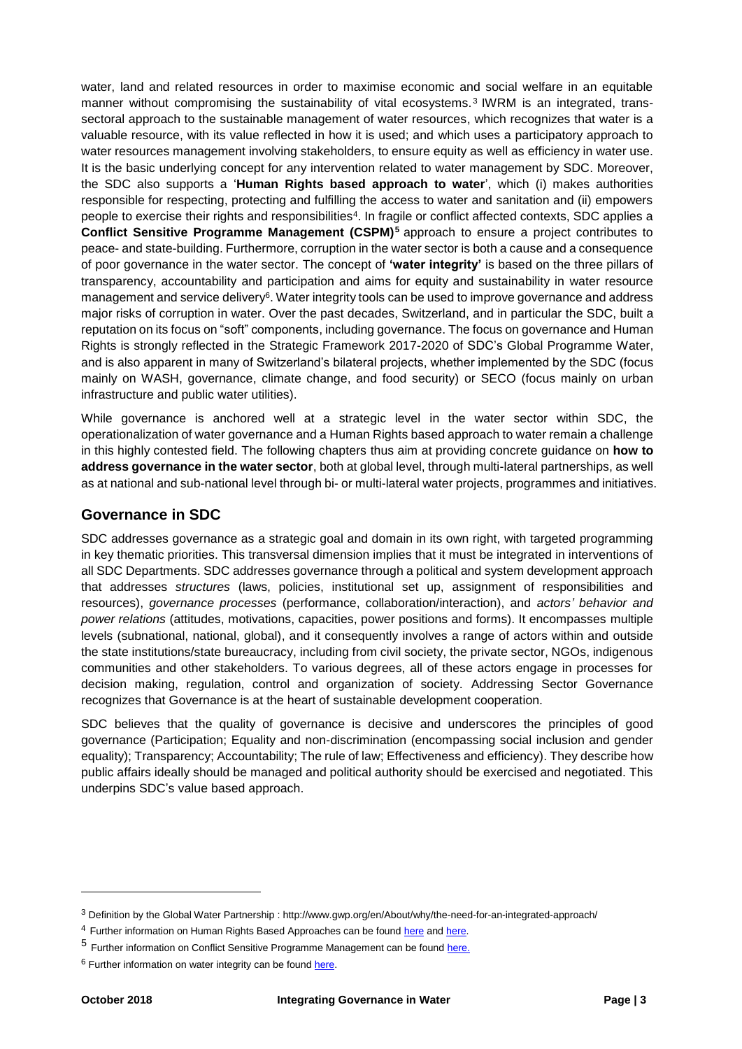water, land and related resources in order to maximise economic and social welfare in an equitable manner without compromising the sustainability of vital ecosystems.[3] IWRM is an integrated, trans-sectoral approach to the sustainable management of water resources, which recognizes that water is a valuable resource, with its value reflected in how it is used; and which uses a participatory approach to water resources management involving stakeholders, to ensure equity as well as efficiency in water use. It is the basic underlying concept for any intervention related to water management by SDC. Moreover, the SDC also supports a '**Human Rights based approach to water**', which (i) makes authorities responsible for respecting, protecting and fulfilling the access to water and sanitation and (ii) empowers people to exercise their rights and responsibilities[4]. In fragile or conflict affected contexts, SDC applies a **Conflict Sensitive Programme Management (CSPM)[5]** approach to ensure a project contributes to peace- and state-building. Furthermore, corruption in the water sector is both a cause and a consequence of poor governance in the water sector. The concept of **'water integrity'** is based on the three pillars of transparency, accountability and participation and aims for equity and sustainability in water resource management and service delivery[6]. Water integrity tools can be used to improve governance and address major risks of corruption in water. Over the past decades, Switzerland, and in particular the SDC, built a reputation on its focus on "soft" components, including governance. The focus on governance and Human Rights is strongly reflected in the Strategic Framework 2017-2020 of SDC's Global Programme Water, and is also apparent in many of Switzerland's bilateral projects, whether implemented by the SDC (focus mainly on WASH, governance, climate change, and food security) or SECO (focus mainly on urban infrastructure and public water utilities).

While governance is anchored well at a strategic level in the water sector within SDC, the operationalization of water governance and a Human Rights based approach to water remain a challenge in this highly contested field. The following chapters thus aim at providing concrete guidance on **how to address governance in the water sector**, both at global level, through multi-lateral partnerships, as well as at national and sub-national level through bi- or multi-lateral water projects, programmes and initiatives.

## Governance in SDC

SDC addresses governance as a strategic goal and domain in its own right, with targeted programming in key thematic priorities. This transversal dimension implies that it must be integrated in interventions of all SDC Departments. SDC addresses governance through a political and system development approach that addresses *structures* (laws, policies, institutional set up, assignment of responsibilities and resources), *governance processes* (performance, collaboration/interaction), and *actors' behavior and power relations* (attitudes, motivations, capacities, power positions and forms). It encompasses multiple levels (subnational, national, global), and it consequently involves a range of actors within and outside the state institutions/state bureaucracy, including from civil society, the private sector, NGOs, indigenous communities and other stakeholders. To various degrees, all of these actors engage in processes for decision making, regulation, control and organization of society. Addressing Sector Governance recognizes that Governance is at the heart of sustainable development cooperation.

SDC believes that the quality of governance is decisive and underscores the principles of good governance (Participation; Equality and non-discrimination (encompassing social inclusion and gender equality); Transparency; Accountability; The rule of law; Effectiveness and efficiency). They describe how public affairs ideally should be managed and political authority should be exercised and negotiated. This underpins SDC's value based approach.

---

[3] Definition by the Global Water Partnership : http://www.gwp.org/en/About/why/the-need-for-an-integrated-approach/

[4] Further information on Human Rights Based Approaches can be found here and here.

[5] Further information on Conflict Sensitive Programme Management can be found here.

[6] Further information on water integrity can be found here.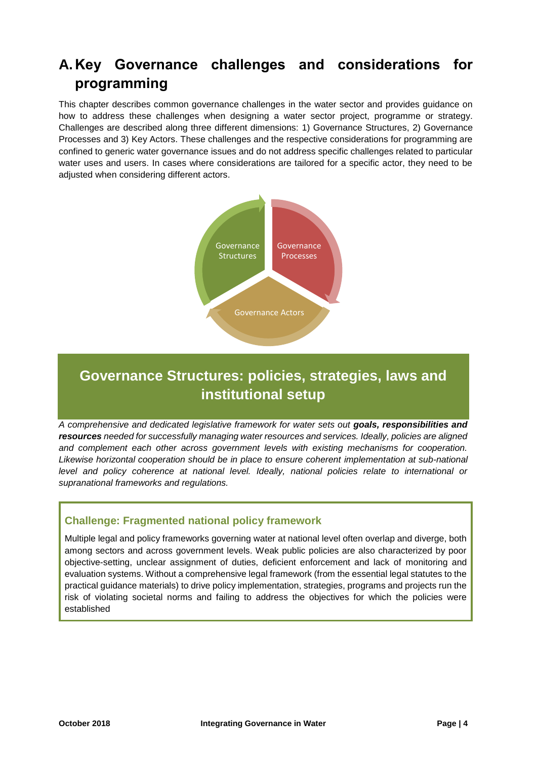# A. Key Governance challenges and considerations for programming

This chapter describes common governance challenges in the water sector and provides guidance on how to address these challenges when designing a water sector project, programme or strategy. Challenges are described along three different dimensions: 1) Governance Structures, 2) Governance Processes and 3) Key Actors. These challenges and the respective considerations for programming are confined to generic water governance issues and do not address specific challenges related to particular water uses and users. In cases where considerations are tailored for a specific actor, they need to be adjusted when considering different actors.

Governance Structures

Governance Processes

Governance Actors

## Governance Structures: policies, strategies, laws and institutional setup

*A comprehensive and dedicated legislative framework for water sets out* ***goals, responsibilities and resources*** *needed for successfully managing water resources and services. Ideally, policies are aligned and complement each other across government levels with existing mechanisms for cooperation. Likewise horizontal cooperation should be in place to ensure coherent implementation at sub-national level and policy coherence at national level. Ideally, national policies relate to international or supranational frameworks and regulations.*

### Challenge: Fragmented national policy framework

Multiple legal and policy frameworks governing water at national level often overlap and diverge, both among sectors and across government levels. Weak public policies are also characterized by poor objective-setting, unclear assignment of duties, deficient enforcement and lack of monitoring and evaluation systems. Without a comprehensive legal framework (from the essential legal statutes to the practical guidance materials) to drive policy implementation, strategies, programs and projects run the risk of violating societal norms and failing to address the objectives for which the policies were established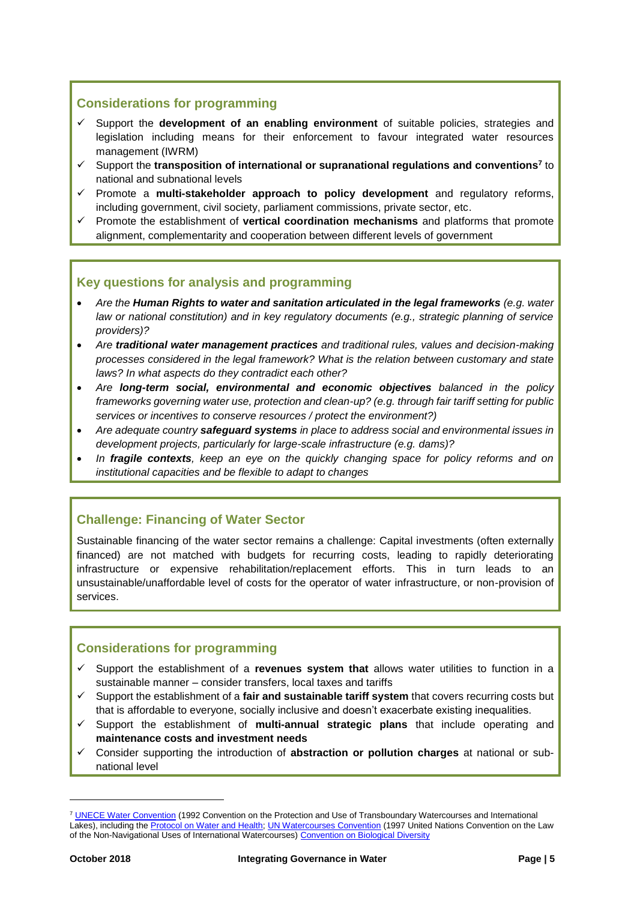### Considerations for programming

- ✓ Support the **development of an enabling environment** of suitable policies, strategies and legislation including means for their enforcement to favour integrated water resources management (IWRM)
- ✓ Support the **transposition of international or supranational regulations and conventions**[7] to national and subnational levels
- ✓ Promote a **multi-stakeholder approach to policy development** and regulatory reforms, including government, civil society, parliament commissions, private sector, etc.
- ✓ Promote the establishment of **vertical coordination mechanisms** and platforms that promote alignment, complementarity and cooperation between different levels of government

### Key questions for analysis and programming

- *Are the **Human Rights to water and sanitation articulated in the legal frameworks** (e.g. water law or national constitution) and in key regulatory documents (e.g., strategic planning of service providers)?*
- *Are **traditional water management practices** and traditional rules, values and decision-making processes considered in the legal framework? What is the relation between customary and state laws? In what aspects do they contradict each other?*
- *Are **long-term social, environmental and economic objectives** balanced in the policy frameworks governing water use, protection and clean-up? (e.g. through fair tariff setting for public services or incentives to conserve resources / protect the environment?)*
- *Are adequate country **safeguard systems** in place to address social and environmental issues in development projects, particularly for large-scale infrastructure (e.g. dams)?*
- *In **fragile contexts**, keep an eye on the quickly changing space for policy reforms and on institutional capacities and be flexible to adapt to changes*

### Challenge: Financing of Water Sector

Sustainable financing of the water sector remains a challenge: Capital investments (often externally financed) are not matched with budgets for recurring costs, leading to rapidly deteriorating infrastructure or expensive rehabilitation/replacement efforts. This in turn leads to an unsustainable/unaffordable level of costs for the operator of water infrastructure, or non-provision of services.

### Considerations for programming

- ✓ Support the establishment of a **revenues system that** allows water utilities to function in a sustainable manner – consider transfers, local taxes and tariffs
- ✓ Support the establishment of a **fair and sustainable tariff system** that covers recurring costs but that is affordable to everyone, socially inclusive and doesn't exacerbate existing inequalities.
- ✓ Support the establishment of **multi-annual strategic plans** that include operating and **maintenance costs and investment needs**
- ✓ Consider supporting the introduction of **abstraction or pollution charges** at national or sub-national level

---

[7] UNECE Water Convention (1992 Convention on the Protection and Use of Transboundary Watercourses and International Lakes), including the Protocol on Water and Health; UN Watercourses Convention (1997 United Nations Convention on the Law of the Non-Navigational Uses of International Watercourses) Convention on Biological Diversity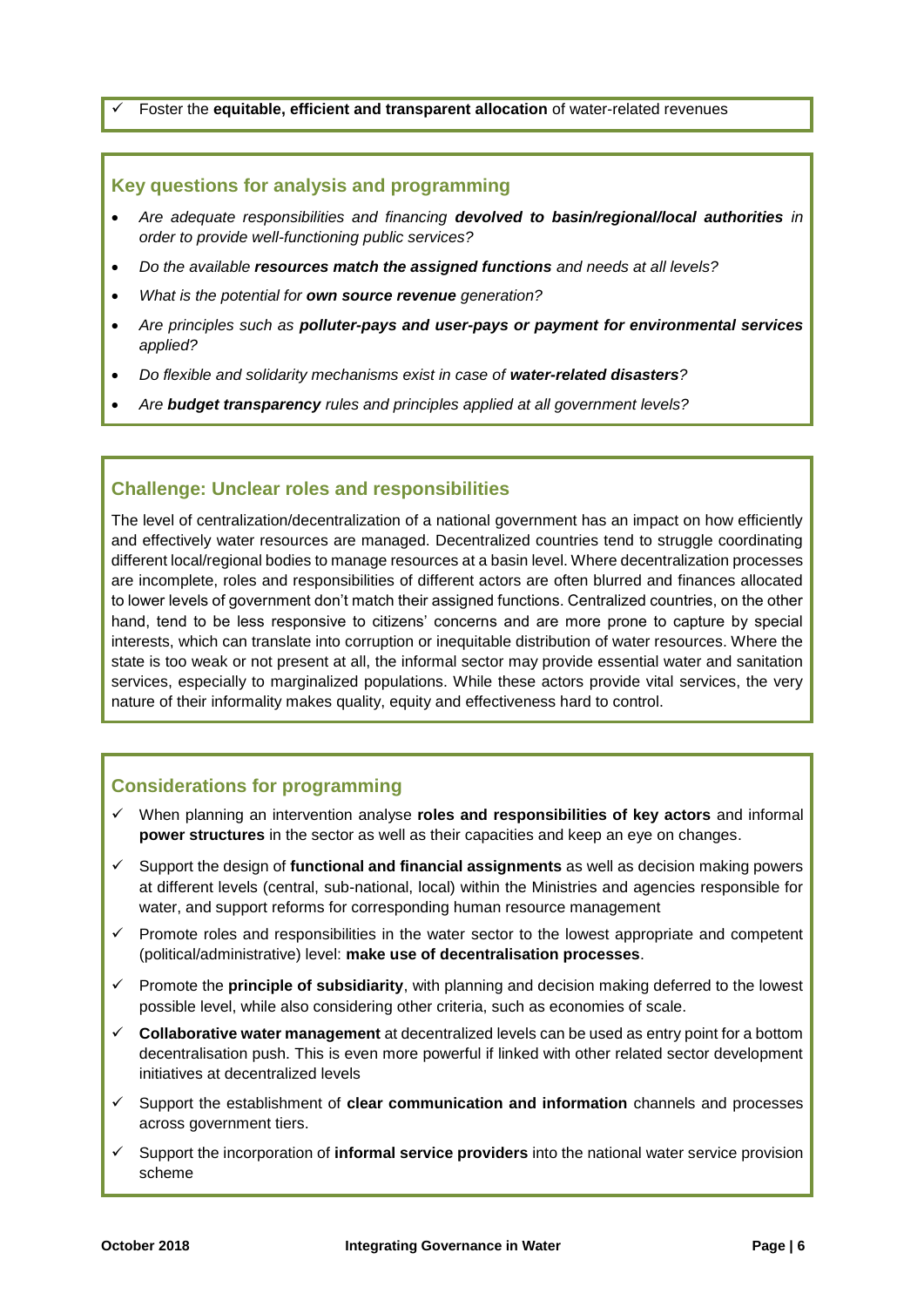- ✓ Foster the **equitable, efficient and transparent allocation** of water-related revenues

### Key questions for analysis and programming

- *Are adequate responsibilities and financing **devolved to basin/regional/local authorities** in order to provide well-functioning public services?*
- *Do the available **resources match the assigned functions** and needs at all levels?*
- *What is the potential for **own source revenue** generation?*
- *Are principles such as **polluter-pays and user-pays or payment for environmental services** applied?*
- *Do flexible and solidarity mechanisms exist in case of **water-related disasters**?*
- *Are **budget transparency** rules and principles applied at all government levels?*

### Challenge: Unclear roles and responsibilities

The level of centralization/decentralization of a national government has an impact on how efficiently and effectively water resources are managed. Decentralized countries tend to struggle coordinating different local/regional bodies to manage resources at a basin level. Where decentralization processes are incomplete, roles and responsibilities of different actors are often blurred and finances allocated to lower levels of government don't match their assigned functions. Centralized countries, on the other hand, tend to be less responsive to citizens' concerns and are more prone to capture by special interests, which can translate into corruption or inequitable distribution of water resources. Where the state is too weak or not present at all, the informal sector may provide essential water and sanitation services, especially to marginalized populations. While these actors provide vital services, the very nature of their informality makes quality, equity and effectiveness hard to control.

### Considerations for programming

- ✓ When planning an intervention analyse **roles and responsibilities of key actors** and informal **power structures** in the sector as well as their capacities and keep an eye on changes.
- ✓ Support the design of **functional and financial assignments** as well as decision making powers at different levels (central, sub-national, local) within the Ministries and agencies responsible for water, and support reforms for corresponding human resource management
- ✓ Promote roles and responsibilities in the water sector to the lowest appropriate and competent (political/administrative) level: **make use of decentralisation processes**.
- ✓ Promote the **principle of subsidiarity**, with planning and decision making deferred to the lowest possible level, while also considering other criteria, such as economies of scale.
- ✓ **Collaborative water management** at decentralized levels can be used as entry point for a bottom decentralisation push. This is even more powerful if linked with other related sector development initiatives at decentralized levels
- ✓ Support the establishment of **clear communication and information** channels and processes across government tiers.
- ✓ Support the incorporation of **informal service providers** into the national water service provision scheme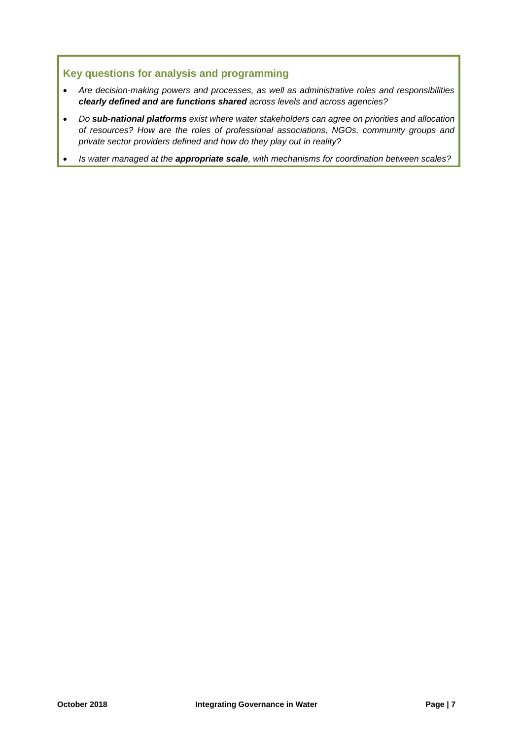### Key questions for analysis and programming

- *Are decision-making powers and processes, as well as administrative roles and responsibilities **clearly defined and are functions shared** across levels and across agencies?*
- *Do **sub-national platforms** exist where water stakeholders can agree on priorities and allocation of resources? How are the roles of professional associations, NGOs, community groups and private sector providers defined and how do they play out in reality?*
- *Is water managed at the **appropriate scale**, with mechanisms for coordination between scales?*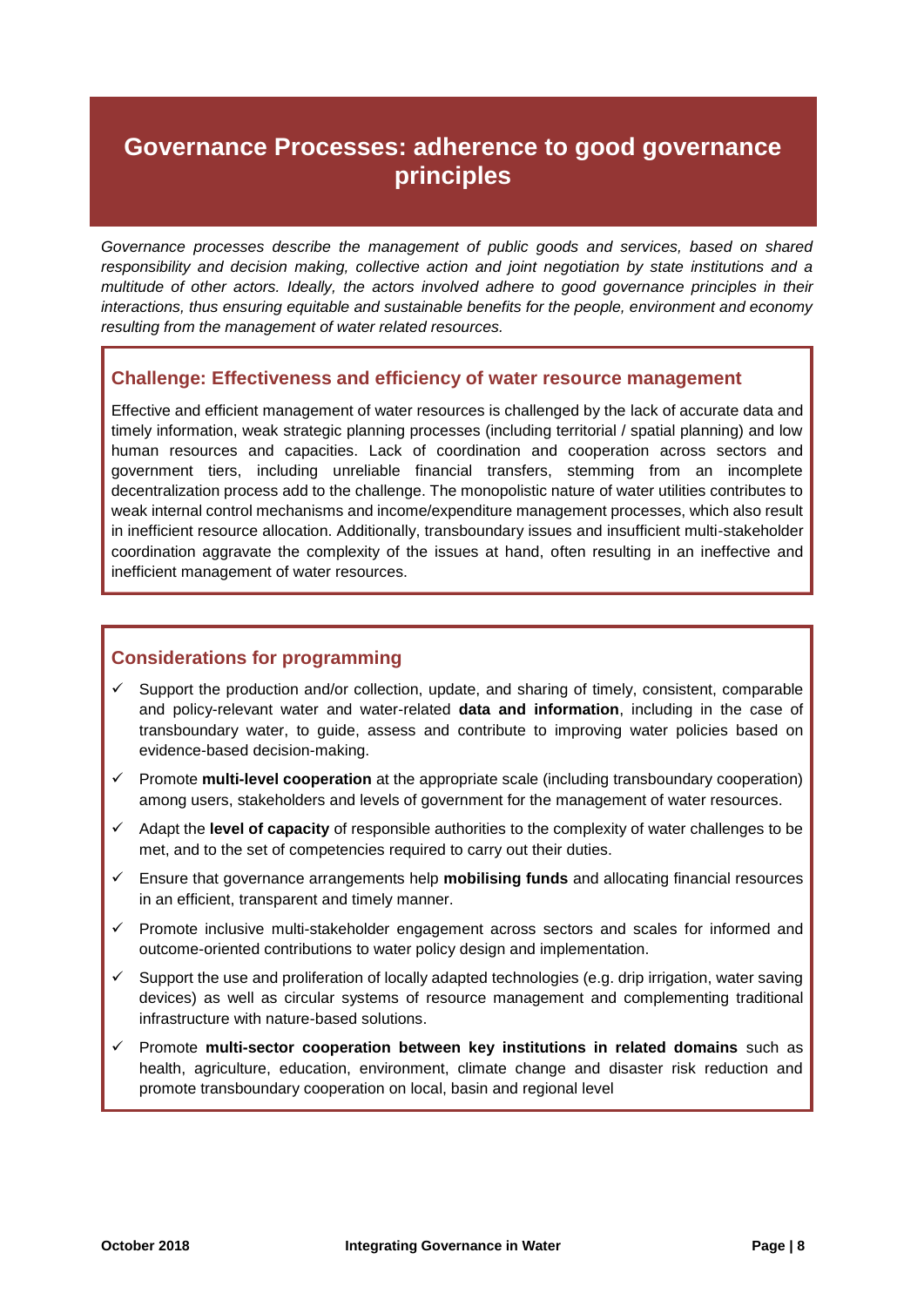# Governance Processes: adherence to good governance principles

*Governance processes describe the management of public goods and services, based on shared responsibility and decision making, collective action and joint negotiation by state institutions and a multitude of other actors. Ideally, the actors involved adhere to good governance principles in their interactions, thus ensuring equitable and sustainable benefits for the people, environment and economy resulting from the management of water related resources.*

## Challenge: Effectiveness and efficiency of water resource management

Effective and efficient management of water resources is challenged by the lack of accurate data and timely information, weak strategic planning processes (including territorial / spatial planning) and low human resources and capacities. Lack of coordination and cooperation across sectors and government tiers, including unreliable financial transfers, stemming from an incomplete decentralization process add to the challenge. The monopolistic nature of water utilities contributes to weak internal control mechanisms and income/expenditure management processes, which also result in inefficient resource allocation. Additionally, transboundary issues and insufficient multi-stakeholder coordination aggravate the complexity of the issues at hand, often resulting in an ineffective and inefficient management of water resources.

## Considerations for programming

- ✓ Support the production and/or collection, update, and sharing of timely, consistent, comparable and policy-relevant water and water-related **data and information**, including in the case of transboundary water, to guide, assess and contribute to improving water policies based on evidence-based decision-making.
- ✓ Promote **multi-level cooperation** at the appropriate scale (including transboundary cooperation) among users, stakeholders and levels of government for the management of water resources.
- ✓ Adapt the **level of capacity** of responsible authorities to the complexity of water challenges to be met, and to the set of competencies required to carry out their duties.
- ✓ Ensure that governance arrangements help **mobilising funds** and allocating financial resources in an efficient, transparent and timely manner.
- ✓ Promote inclusive multi-stakeholder engagement across sectors and scales for informed and outcome-oriented contributions to water policy design and implementation.
- ✓ Support the use and proliferation of locally adapted technologies (e.g. drip irrigation, water saving devices) as well as circular systems of resource management and complementing traditional infrastructure with nature-based solutions.
- ✓ Promote **multi-sector cooperation between key institutions in related domains** such as health, agriculture, education, environment, climate change and disaster risk reduction and promote transboundary cooperation on local, basin and regional level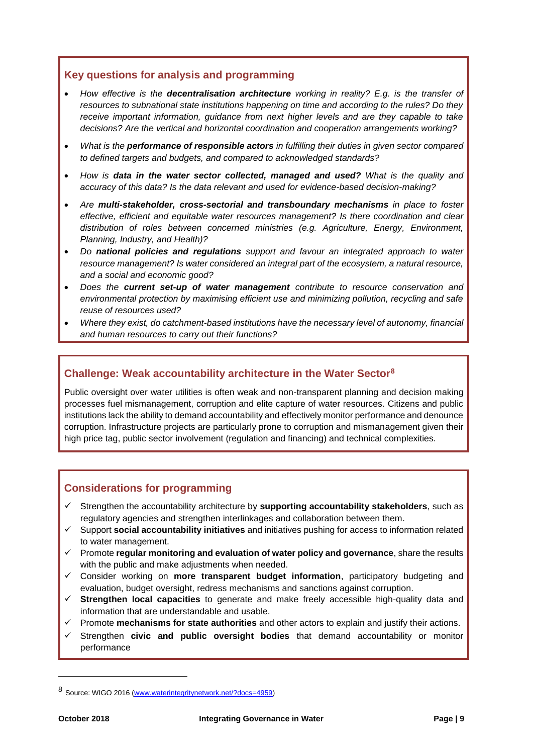### Key questions for analysis and programming

- *How effective is the **decentralisation architecture** working in reality? E.g. is the transfer of resources to subnational state institutions happening on time and according to the rules? Do they receive important information, guidance from next higher levels and are they capable to take decisions? Are the vertical and horizontal coordination and cooperation arrangements working?*
- *What is the **performance of responsible actors** in fulfilling their duties in given sector compared to defined targets and budgets, and compared to acknowledged standards?*
- *How is **data in the water sector collected, managed and used?** What is the quality and accuracy of this data? Is the data relevant and used for evidence-based decision-making?*
- *Are **multi-stakeholder, cross-sectorial and transboundary mechanisms** in place to foster effective, efficient and equitable water resources management? Is there coordination and clear distribution of roles between concerned ministries (e.g. Agriculture, Energy, Environment, Planning, Industry, and Health)?*
- *Do **national policies and regulations** support and favour an integrated approach to water resource management? Is water considered an integral part of the ecosystem, a natural resource, and a social and economic good?*
- *Does the **current set-up of water management** contribute to resource conservation and environmental protection by maximising efficient use and minimizing pollution, recycling and safe reuse of resources used?*
- *Where they exist, do catchment-based institutions have the necessary level of autonomy, financial and human resources to carry out their functions?*

### Challenge: Weak accountability architecture in the Water Sector[8]

Public oversight over water utilities is often weak and non-transparent planning and decision making processes fuel mismanagement, corruption and elite capture of water resources. Citizens and public institutions lack the ability to demand accountability and effectively monitor performance and denounce corruption. Infrastructure projects are particularly prone to corruption and mismanagement given their high price tag, public sector involvement (regulation and financing) and technical complexities.

### Considerations for programming

- ✓ Strengthen the accountability architecture by **supporting accountability stakeholders**, such as regulatory agencies and strengthen interlinkages and collaboration between them.
- ✓ Support **social accountability initiatives** and initiatives pushing for access to information related to water management.
- ✓ Promote **regular monitoring and evaluation of water policy and governance**, share the results with the public and make adjustments when needed.
- ✓ Consider working on **more transparent budget information**, participatory budgeting and evaluation, budget oversight, redress mechanisms and sanctions against corruption.
- ✓ **Strengthen local capacities** to generate and make freely accessible high-quality data and information that are understandable and usable.
- ✓ Promote **mechanisms for state authorities** and other actors to explain and justify their actions.
- ✓ Strengthen **civic and public oversight bodies** that demand accountability or monitor performance

---

[8] Source: WIGO 2016 (www.waterintegritynetwork.net/?docs=4959)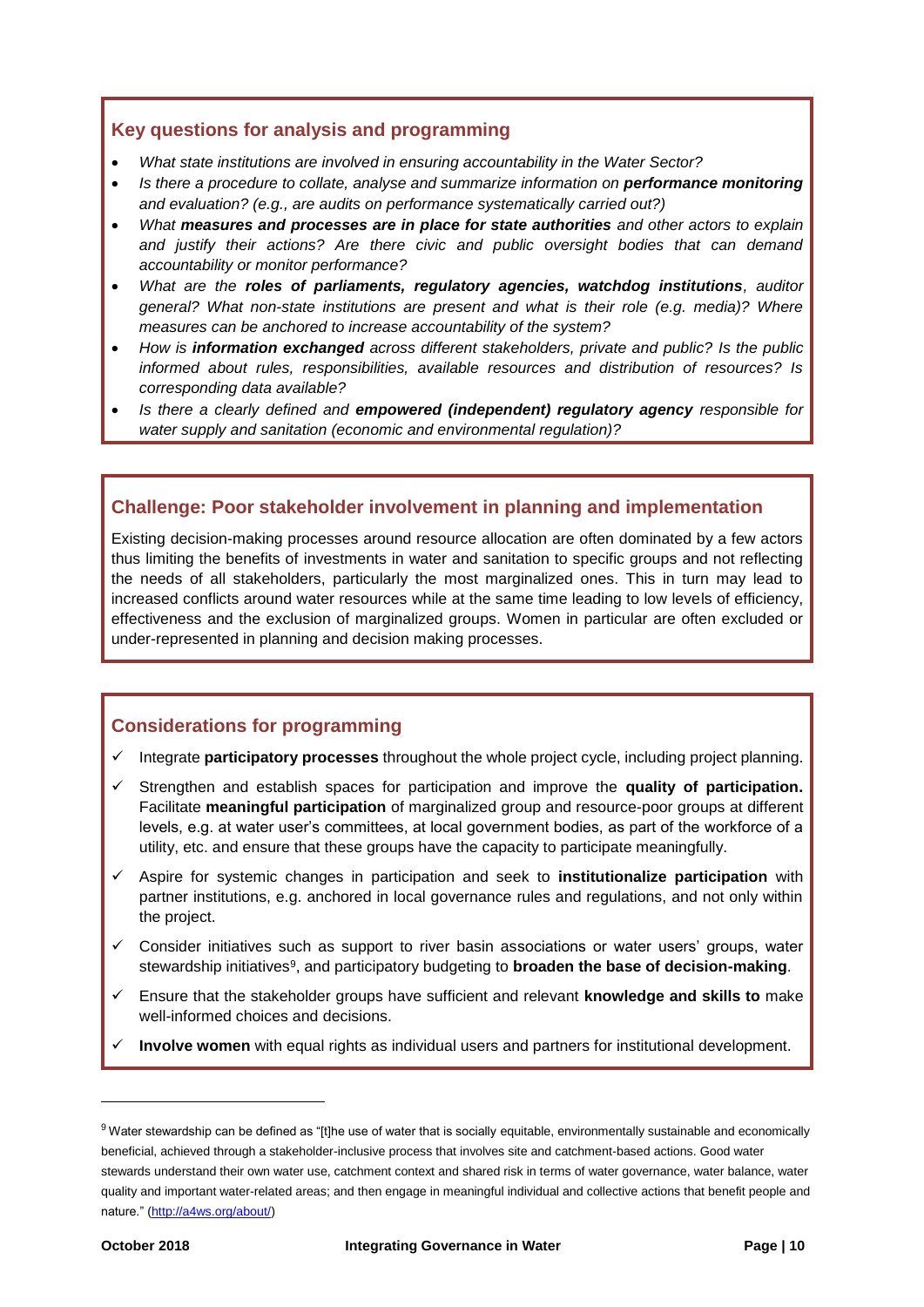### Key questions for analysis and programming

- *What state institutions are involved in ensuring accountability in the Water Sector?*
- *Is there a procedure to collate, analyse and summarize information on **performance monitoring** and evaluation? (e.g., are audits on performance systematically carried out?)*
- *What **measures and processes are in place for state authorities** and other actors to explain and justify their actions? Are there civic and public oversight bodies that can demand accountability or monitor performance?*
- *What are the **roles of parliaments, regulatory agencies, watchdog institutions**, auditor general? What non-state institutions are present and what is their role (e.g. media)? Where measures can be anchored to increase accountability of the system?*
- *How is **information exchanged** across different stakeholders, private and public? Is the public informed about rules, responsibilities, available resources and distribution of resources? Is corresponding data available?*
- *Is there a clearly defined and **empowered (independent) regulatory agency** responsible for water supply and sanitation (economic and environmental regulation)?*

### Challenge: Poor stakeholder involvement in planning and implementation

Existing decision-making processes around resource allocation are often dominated by a few actors thus limiting the benefits of investments in water and sanitation to specific groups and not reflecting the needs of all stakeholders, particularly the most marginalized ones. This in turn may lead to increased conflicts around water resources while at the same time leading to low levels of efficiency, effectiveness and the exclusion of marginalized groups. Women in particular are often excluded or under-represented in planning and decision making processes.

### Considerations for programming

- ✓ Integrate **participatory processes** throughout the whole project cycle, including project planning.
- ✓ Strengthen and establish spaces for participation and improve the **quality of participation.** Facilitate **meaningful participation** of marginalized group and resource-poor groups at different levels, e.g. at water user's committees, at local government bodies, as part of the workforce of a utility, etc. and ensure that these groups have the capacity to participate meaningfully.
- ✓ Aspire for systemic changes in participation and seek to **institutionalize participation** with partner institutions, e.g. anchored in local governance rules and regulations, and not only within the project.
- ✓ Consider initiatives such as support to river basin associations or water users' groups, water stewardship initiatives[9], and participatory budgeting to **broaden the base of decision-making**.
- ✓ Ensure that the stakeholder groups have sufficient and relevant **knowledge and skills to** make well-informed choices and decisions.
- ✓ **Involve women** with equal rights as individual users and partners for institutional development.

---

[9] Water stewardship can be defined as "[t]he use of water that is socially equitable, environmentally sustainable and economically beneficial, achieved through a stakeholder-inclusive process that involves site and catchment-based actions. Good water stewards understand their own water use, catchment context and shared risk in terms of water governance, water balance, water quality and important water-related areas; and then engage in meaningful individual and collective actions that benefit people and nature." (http://a4ws.org/about/)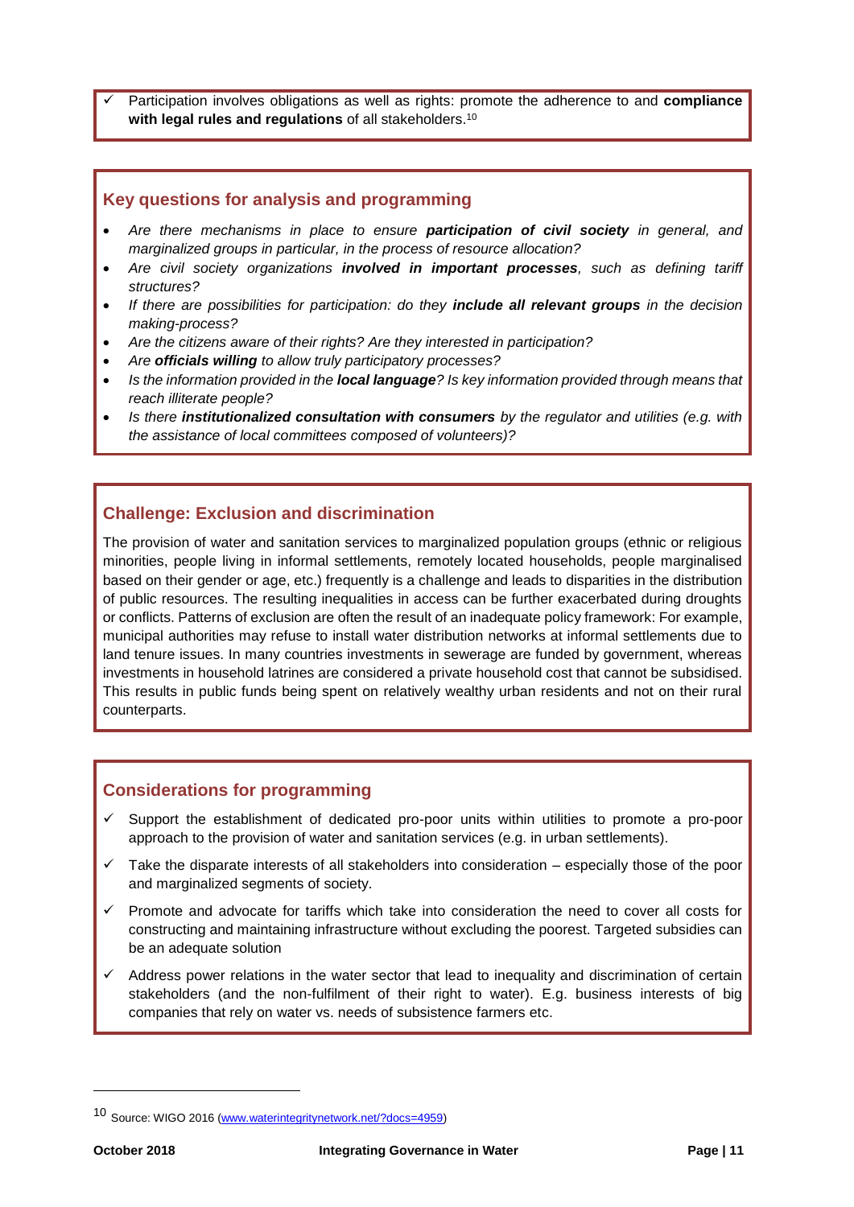- ✓ Participation involves obligations as well as rights: promote the adherence to and **compliance with legal rules and regulations** of all stakeholders.[10]

### Key questions for analysis and programming

- *Are there mechanisms in place to ensure* ***participation of civil society*** *in general, and marginalized groups in particular, in the process of resource allocation?*
- *Are civil society organizations* ***involved in important processes****, such as defining tariff structures?*
- *If there are possibilities for participation: do they* ***include all relevant groups*** *in the decision making-process?*
- *Are the citizens aware of their rights? Are they interested in participation?*
- *Are* ***officials willing*** *to allow truly participatory processes?*
- *Is the information provided in the* ***local language****? Is key information provided through means that reach illiterate people?*
- *Is there* ***institutionalized consultation with consumers*** *by the regulator and utilities (e.g. with the assistance of local committees composed of volunteers)?*

### Challenge: Exclusion and discrimination

The provision of water and sanitation services to marginalized population groups (ethnic or religious minorities, people living in informal settlements, remotely located households, people marginalised based on their gender or age, etc.) frequently is a challenge and leads to disparities in the distribution of public resources. The resulting inequalities in access can be further exacerbated during droughts or conflicts. Patterns of exclusion are often the result of an inadequate policy framework: For example, municipal authorities may refuse to install water distribution networks at informal settlements due to land tenure issues. In many countries investments in sewerage are funded by government, whereas investments in household latrines are considered a private household cost that cannot be subsidised. This results in public funds being spent on relatively wealthy urban residents and not on their rural counterparts.

### Considerations for programming

- ✓ Support the establishment of dedicated pro-poor units within utilities to promote a pro-poor approach to the provision of water and sanitation services (e.g. in urban settlements).
- ✓ Take the disparate interests of all stakeholders into consideration – especially those of the poor and marginalized segments of society.
- ✓ Promote and advocate for tariffs which take into consideration the need to cover all costs for constructing and maintaining infrastructure without excluding the poorest. Targeted subsidies can be an adequate solution
- ✓ Address power relations in the water sector that lead to inequality and discrimination of certain stakeholders (and the non-fulfilment of their right to water). E.g. business interests of big companies that rely on water vs. needs of subsistence farmers etc.

---

[10] Source: WIGO 2016 (www.waterintegritynetwork.net/?docs=4959)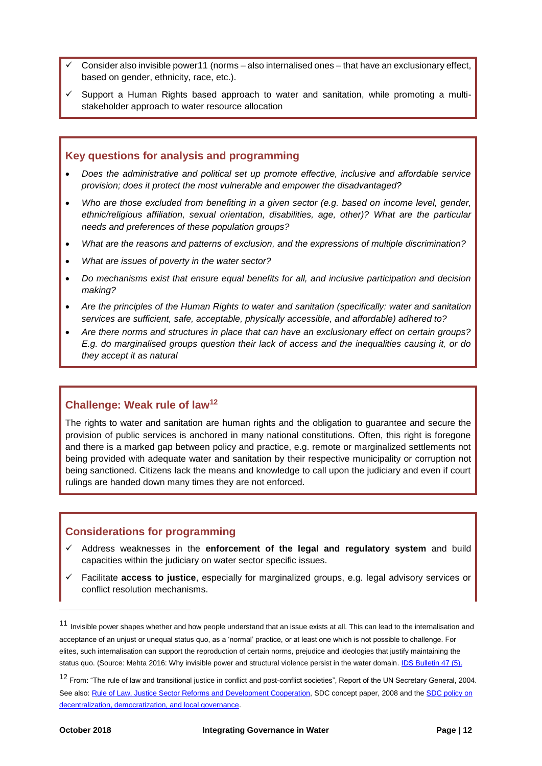- ✓ Consider also invisible power[11] (norms – also internalised ones – that have an exclusionary effect, based on gender, ethnicity, race, etc.).
- ✓ Support a Human Rights based approach to water and sanitation, while promoting a multi-stakeholder approach to water resource allocation

### Key questions for analysis and programming

- *Does the administrative and political set up promote effective, inclusive and affordable service provision; does it protect the most vulnerable and empower the disadvantaged?*
- *Who are those excluded from benefiting in a given sector (e.g. based on income level, gender, ethnic/religious affiliation, sexual orientation, disabilities, age, other)? What are the particular needs and preferences of these population groups?*
- *What are the reasons and patterns of exclusion, and the expressions of multiple discrimination?*
- *What are issues of poverty in the water sector?*
- *Do mechanisms exist that ensure equal benefits for all, and inclusive participation and decision making?*
- *Are the principles of the Human Rights to water and sanitation (specifically: water and sanitation services are sufficient, safe, acceptable, physically accessible, and affordable) adhered to?*
- *Are there norms and structures in place that can have an exclusionary effect on certain groups? E.g. do marginalised groups question their lack of access and the inequalities causing it, or do they accept it as natural*

### Challenge: Weak rule of law[12]

The rights to water and sanitation are human rights and the obligation to guarantee and secure the provision of public services is anchored in many national constitutions. Often, this right is foregone and there is a marked gap between policy and practice, e.g. remote or marginalized settlements not being provided with adequate water and sanitation by their respective municipality or corruption not being sanctioned. Citizens lack the means and knowledge to call upon the judiciary and even if court rulings are handed down many times they are not enforced.

### Considerations for programming

- ✓ Address weaknesses in the **enforcement of the legal and regulatory system** and build capacities within the judiciary on water sector specific issues.
- ✓ Facilitate **access to justice**, especially for marginalized groups, e.g. legal advisory services or conflict resolution mechanisms.

---

[11] Invisible power shapes whether and how people understand that an issue exists at all. This can lead to the internalisation and acceptance of an unjust or unequal status quo, as a 'normal' practice, or at least one which is not possible to challenge. For elites, such internalisation can support the reproduction of certain norms, prejudice and ideologies that justify maintaining the status quo. (Source: Mehta 2016: Why invisible power and structural violence persist in the water domain. IDS Bulletin 47 (5).

[12] From: "The rule of law and transitional justice in conflict and post-conflict societies", Report of the UN Secretary General, 2004. See also: Rule of Law, Justice Sector Reforms and Development Cooperation, SDC concept paper, 2008 and the SDC policy on decentralization, democratization, and local governance.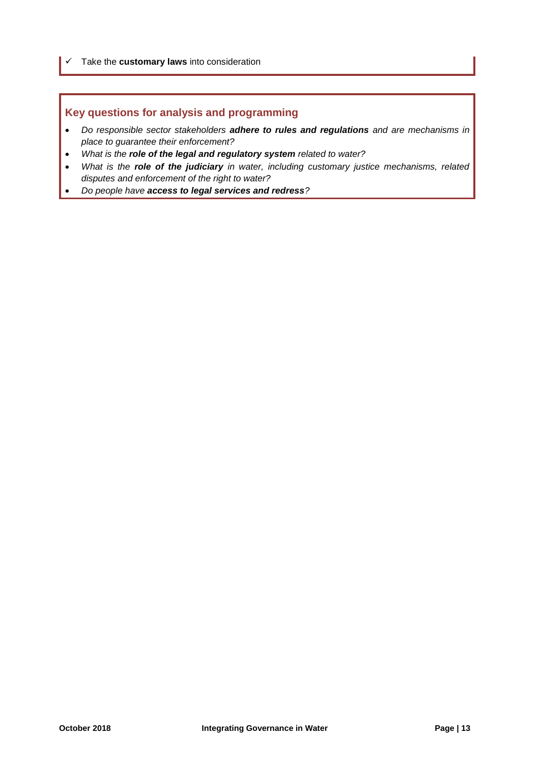- ✓ Take the **customary laws** into consideration

### Key questions for analysis and programming

- *Do responsible sector stakeholders **adhere to rules and regulations** and are mechanisms in place to guarantee their enforcement?*
- *What is the **role of the legal and regulatory system** related to water?*
- *What is the **role of the judiciary** in water, including customary justice mechanisms, related disputes and enforcement of the right to water?*
- *Do people have **access to legal services and redress**?*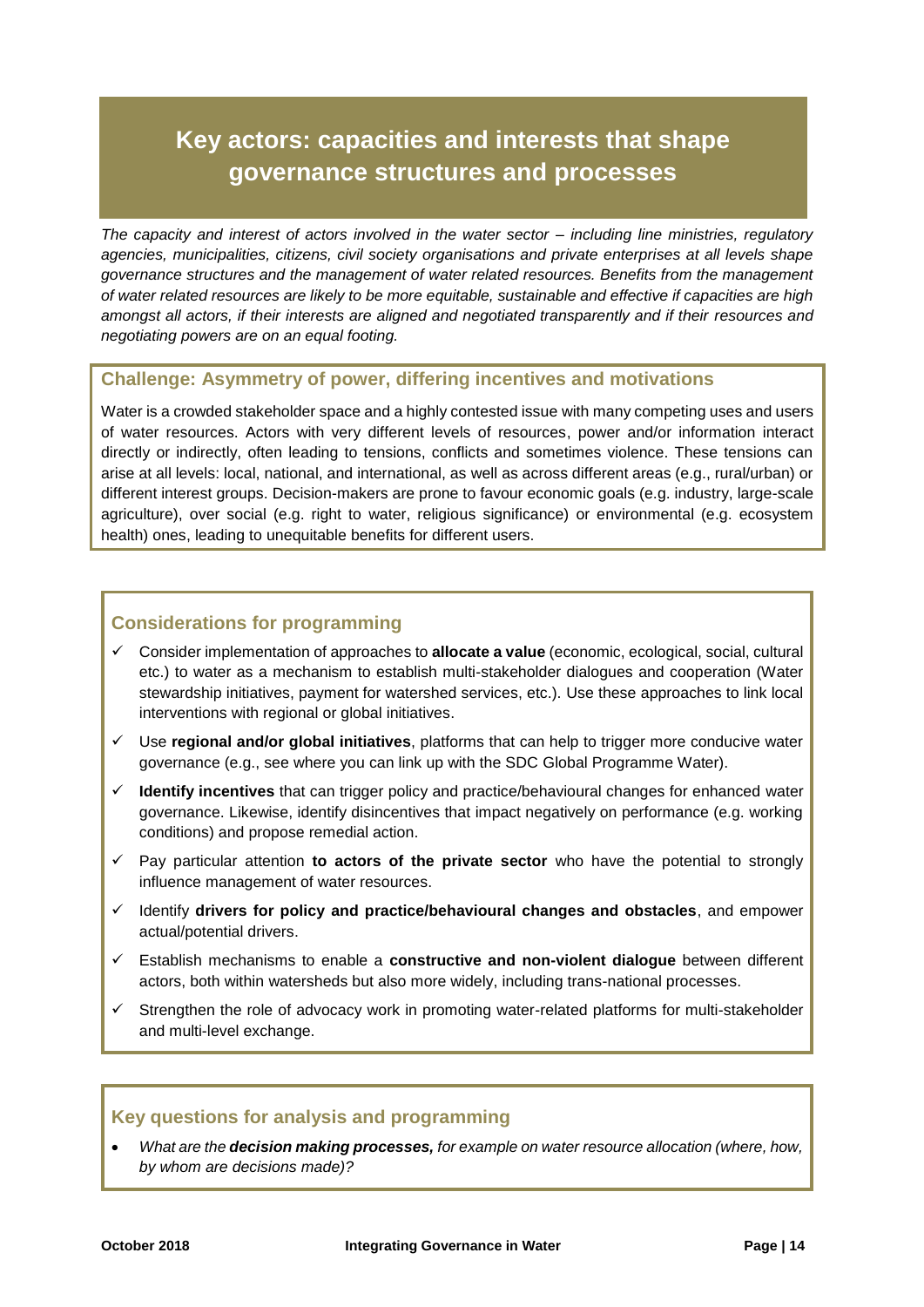# Key actors: capacities and interests that shape governance structures and processes

*The capacity and interest of actors involved in the water sector – including line ministries, regulatory agencies, municipalities, citizens, civil society organisations and private enterprises at all levels shape governance structures and the management of water related resources. Benefits from the management of water related resources are likely to be more equitable, sustainable and effective if capacities are high amongst all actors, if their interests are aligned and negotiated transparently and if their resources and negotiating powers are on an equal footing.*

## Challenge: Asymmetry of power, differing incentives and motivations

Water is a crowded stakeholder space and a highly contested issue with many competing uses and users of water resources. Actors with very different levels of resources, power and/or information interact directly or indirectly, often leading to tensions, conflicts and sometimes violence. These tensions can arise at all levels: local, national, and international, as well as across different areas (e.g., rural/urban) or different interest groups. Decision-makers are prone to favour economic goals (e.g. industry, large-scale agriculture), over social (e.g. right to water, religious significance) or environmental (e.g. ecosystem health) ones, leading to unequitable benefits for different users.

## Considerations for programming

- ✓ Consider implementation of approaches to **allocate a value** (economic, ecological, social, cultural etc.) to water as a mechanism to establish multi-stakeholder dialogues and cooperation (Water stewardship initiatives, payment for watershed services, etc.). Use these approaches to link local interventions with regional or global initiatives.
- ✓ Use **regional and/or global initiatives**, platforms that can help to trigger more conducive water governance (e.g., see where you can link up with the SDC Global Programme Water).
- ✓ **Identify incentives** that can trigger policy and practice/behavioural changes for enhanced water governance. Likewise, identify disincentives that impact negatively on performance (e.g. working conditions) and propose remedial action.
- ✓ Pay particular attention **to actors of the private sector** who have the potential to strongly influence management of water resources.
- ✓ Identify **drivers for policy and practice/behavioural changes and obstacles**, and empower actual/potential drivers.
- ✓ Establish mechanisms to enable a **constructive and non-violent dialogue** between different actors, both within watersheds but also more widely, including trans-national processes.
- ✓ Strengthen the role of advocacy work in promoting water-related platforms for multi-stakeholder and multi-level exchange.

## Key questions for analysis and programming

- *What are the **decision making processes,** for example on water resource allocation (where, how, by whom are decisions made)?*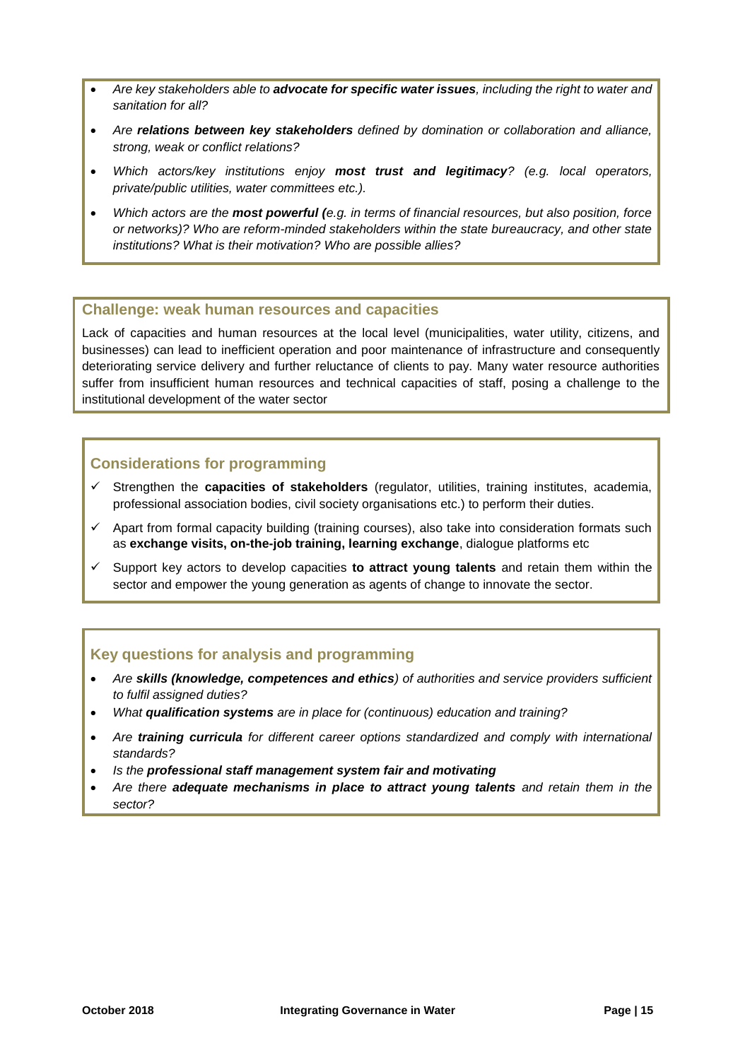- *Are key stakeholders able to **advocate for specific water issues**, including the right to water and sanitation for all?*
- *Are **relations between key stakeholders** defined by domination or collaboration and alliance, strong, weak or conflict relations?*
- *Which actors/key institutions enjoy **most trust and legitimacy**? (e.g. local operators, private/public utilities, water committees etc.).*
- *Which actors are the **most powerful (**e.g. in terms of financial resources, but also position, force or networks)? Who are reform-minded stakeholders within the state bureaucracy, and other state institutions? What is their motivation? Who are possible allies?*

### Challenge: weak human resources and capacities

Lack of capacities and human resources at the local level (municipalities, water utility, citizens, and businesses) can lead to inefficient operation and poor maintenance of infrastructure and consequently deteriorating service delivery and further reluctance of clients to pay. Many water resource authorities suffer from insufficient human resources and technical capacities of staff, posing a challenge to the institutional development of the water sector

### Considerations for programming

- ✓ Strengthen the **capacities of stakeholders** (regulator, utilities, training institutes, academia, professional association bodies, civil society organisations etc.) to perform their duties.
- ✓ Apart from formal capacity building (training courses), also take into consideration formats such as **exchange visits, on-the-job training, learning exchange**, dialogue platforms etc
- ✓ Support key actors to develop capacities **to attract young talents** and retain them within the sector and empower the young generation as agents of change to innovate the sector.

### Key questions for analysis and programming

- *Are **skills (knowledge, competences and ethics**) of authorities and service providers sufficient to fulfil assigned duties?*
- *What **qualification systems** are in place for (continuous) education and training?*
- *Are **training curricula** for different career options standardized and comply with international standards?*
- *Is the **professional staff management system fair and motivating***
- *Are there **adequate mechanisms in place to attract young talents** and retain them in the sector?*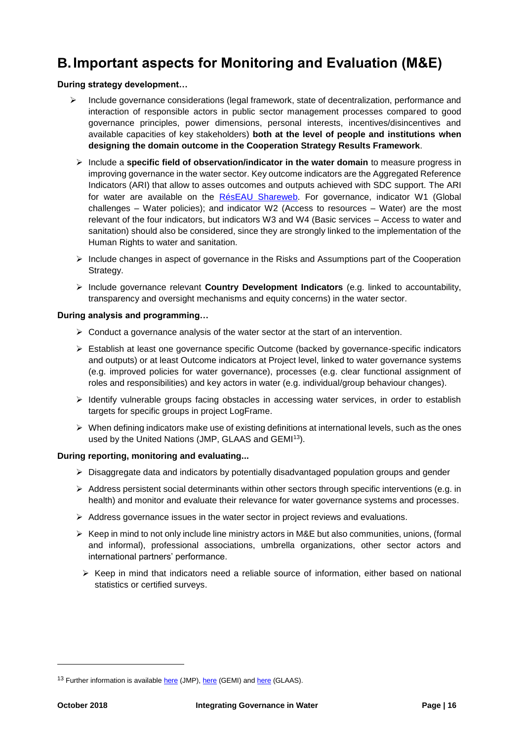# B. Important aspects for Monitoring and Evaluation (M&E)

**During strategy development…**

- Include governance considerations (legal framework, state of decentralization, performance and interaction of responsible actors in public sector management processes compared to good governance principles, power dimensions, personal interests, incentives/disincentives and available capacities of key stakeholders) **both at the level of people and institutions when designing the domain outcome in the Cooperation Strategy Results Framework**.
- Include a **specific field of observation/indicator in the water domain** to measure progress in improving governance in the water sector. Key outcome indicators are the Aggregated Reference Indicators (ARI) that allow to asses outcomes and outputs achieved with SDC support. The ARI for water are available on the RésEAU Shareweb. For governance, indicator W1 (Global challenges – Water policies); and indicator W2 (Access to resources – Water) are the most relevant of the four indicators, but indicators W3 and W4 (Basic services – Access to water and sanitation) should also be considered, since they are strongly linked to the implementation of the Human Rights to water and sanitation.
- Include changes in aspect of governance in the Risks and Assumptions part of the Cooperation Strategy.
- Include governance relevant **Country Development Indicators** (e.g. linked to accountability, transparency and oversight mechanisms and equity concerns) in the water sector.

**During analysis and programming…**

- Conduct a governance analysis of the water sector at the start of an intervention.
- Establish at least one governance specific Outcome (backed by governance-specific indicators and outputs) or at least Outcome indicators at Project level, linked to water governance systems (e.g. improved policies for water governance), processes (e.g. clear functional assignment of roles and responsibilities) and key actors in water (e.g. individual/group behaviour changes).
- Identify vulnerable groups facing obstacles in accessing water services, in order to establish targets for specific groups in project LogFrame.
- When defining indicators make use of existing definitions at international levels, such as the ones used by the United Nations (JMP, GLAAS and GEMI[13]).

**During reporting, monitoring and evaluating...**

- Disaggregate data and indicators by potentially disadvantaged population groups and gender
- Address persistent social determinants within other sectors through specific interventions (e.g. in health) and monitor and evaluate their relevance for water governance systems and processes.
- Address governance issues in the water sector in project reviews and evaluations.
- Keep in mind to not only include line ministry actors in M&E but also communities, unions, (formal and informal), professional associations, umbrella organizations, other sector actors and international partners' performance.
- Keep in mind that indicators need a reliable source of information, either based on national statistics or certified surveys.

---

[13] Further information is available here (JMP), here (GEMI) and here (GLAAS).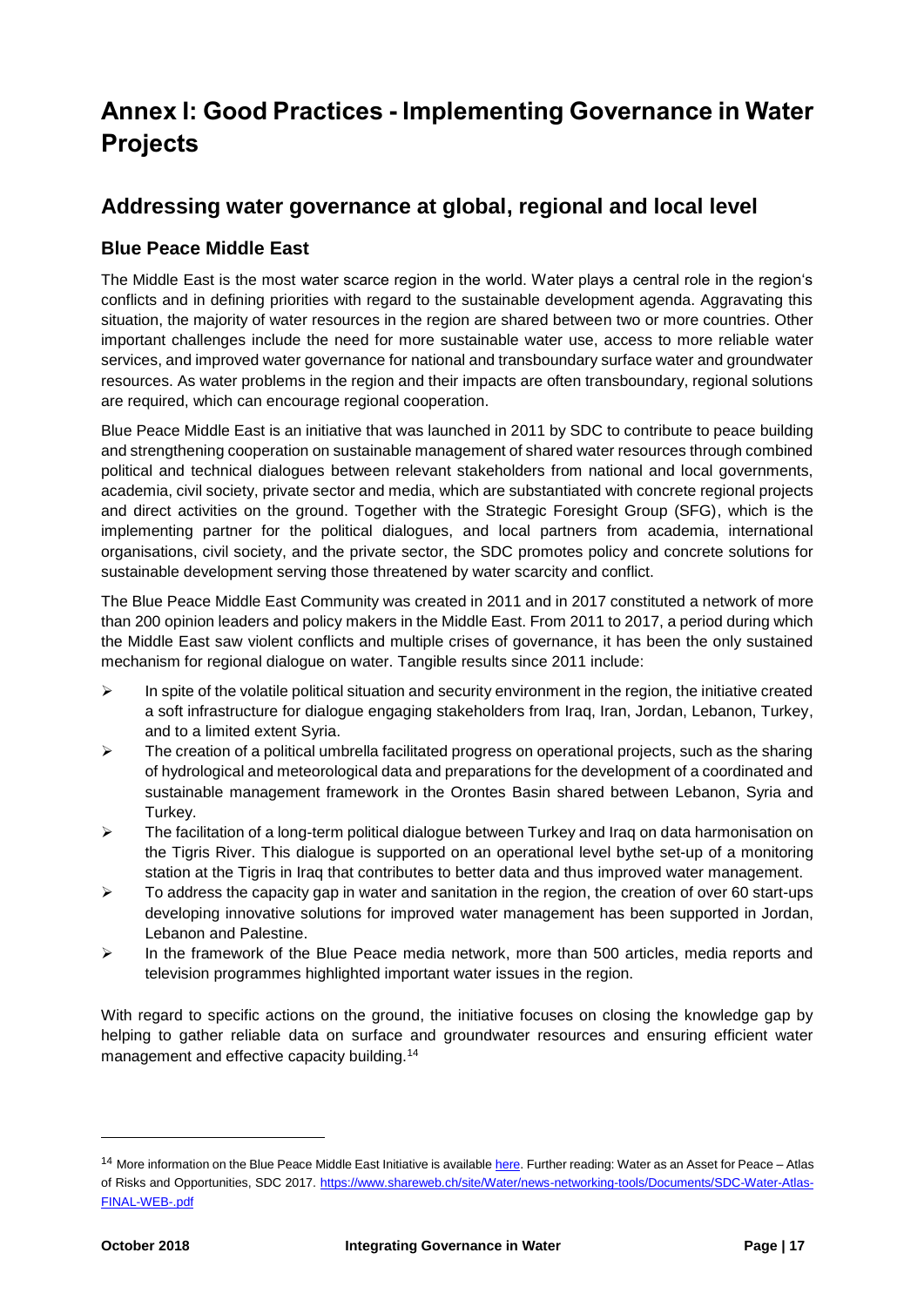# Annex I: Good Practices - Implementing Governance in Water Projects

## Addressing water governance at global, regional and local level

### Blue Peace Middle East

The Middle East is the most water scarce region in the world. Water plays a central role in the region's conflicts and in defining priorities with regard to the sustainable development agenda. Aggravating this situation, the majority of water resources in the region are shared between two or more countries. Other important challenges include the need for more sustainable water use, access to more reliable water services, and improved water governance for national and transboundary surface water and groundwater resources. As water problems in the region and their impacts are often transboundary, regional solutions are required, which can encourage regional cooperation.

Blue Peace Middle East is an initiative that was launched in 2011 by SDC to contribute to peace building and strengthening cooperation on sustainable management of shared water resources through combined political and technical dialogues between relevant stakeholders from national and local governments, academia, civil society, private sector and media, which are substantiated with concrete regional projects and direct activities on the ground. Together with the Strategic Foresight Group (SFG), which is the implementing partner for the political dialogues, and local partners from academia, international organisations, civil society, and the private sector, the SDC promotes policy and concrete solutions for sustainable development serving those threatened by water scarcity and conflict.

The Blue Peace Middle East Community was created in 2011 and in 2017 constituted a network of more than 200 opinion leaders and policy makers in the Middle East. From 2011 to 2017, a period during which the Middle East saw violent conflicts and multiple crises of governance, it has been the only sustained mechanism for regional dialogue on water. Tangible results since 2011 include:

- In spite of the volatile political situation and security environment in the region, the initiative created a soft infrastructure for dialogue engaging stakeholders from Iraq, Iran, Jordan, Lebanon, Turkey, and to a limited extent Syria.
- The creation of a political umbrella facilitated progress on operational projects, such as the sharing of hydrological and meteorological data and preparations for the development of a coordinated and sustainable management framework in the Orontes Basin shared between Lebanon, Syria and Turkey.
- The facilitation of a long-term political dialogue between Turkey and Iraq on data harmonisation on the Tigris River. This dialogue is supported on an operational level bythe set-up of a monitoring station at the Tigris in Iraq that contributes to better data and thus improved water management.
- To address the capacity gap in water and sanitation in the region, the creation of over 60 start-ups developing innovative solutions for improved water management has been supported in Jordan, Lebanon and Palestine.
- In the framework of the Blue Peace media network, more than 500 articles, media reports and television programmes highlighted important water issues in the region.

With regard to specific actions on the ground, the initiative focuses on closing the knowledge gap by helping to gather reliable data on surface and groundwater resources and ensuring efficient water management and effective capacity building.[14]

---

[14] More information on the Blue Peace Middle East Initiative is available here. Further reading: Water as an Asset for Peace – Atlas of Risks and Opportunities, SDC 2017. https://www.shareweb.ch/site/Water/news-networking-tools/Documents/SDC-Water-Atlas-FINAL-WEB-.pdf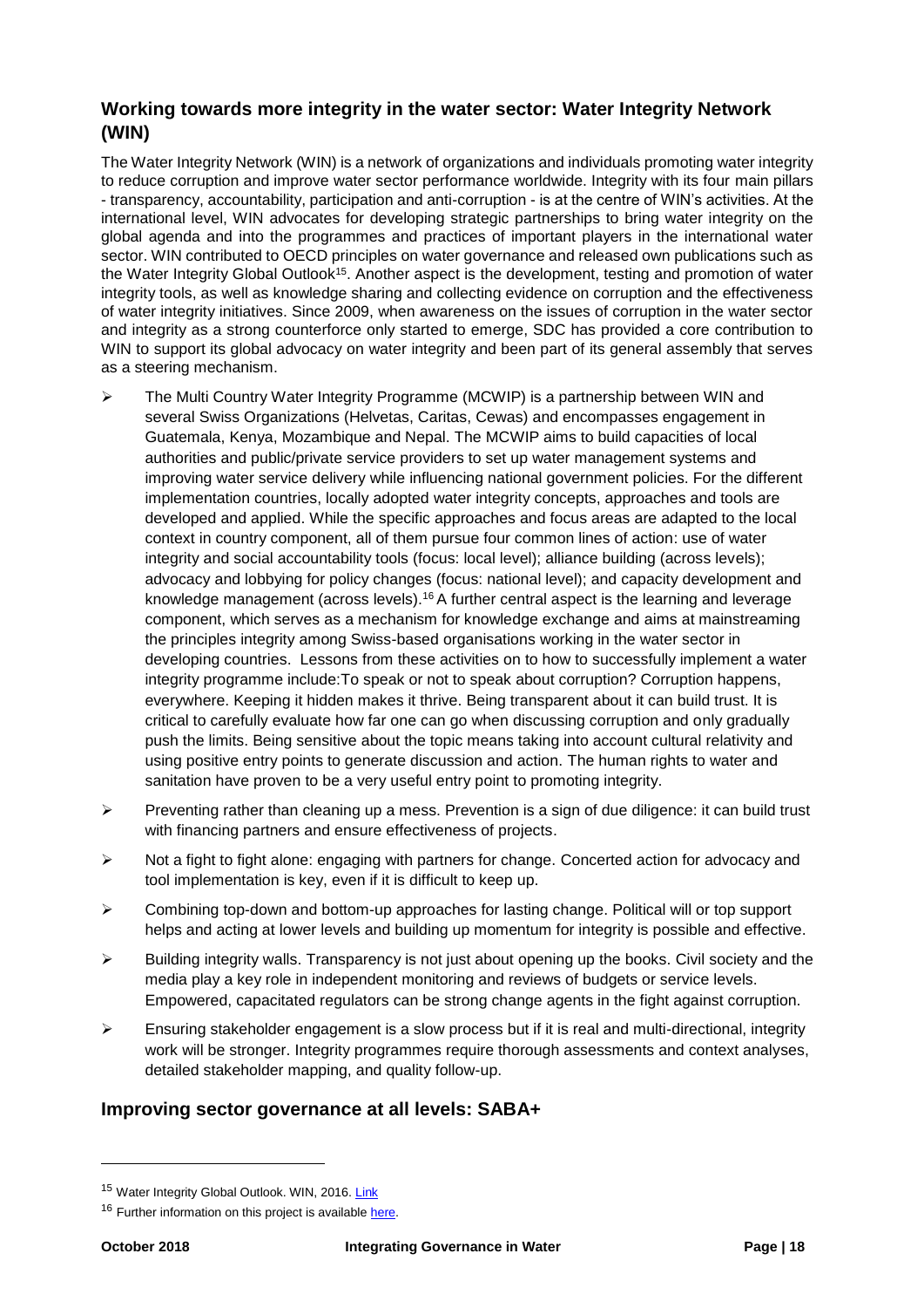## Working towards more integrity in the water sector: Water Integrity Network (WIN)

The Water Integrity Network (WIN) is a network of organizations and individuals promoting water integrity to reduce corruption and improve water sector performance worldwide. Integrity with its four main pillars - transparency, accountability, participation and anti-corruption - is at the centre of WIN's activities. At the international level, WIN advocates for developing strategic partnerships to bring water integrity on the global agenda and into the programmes and practices of important players in the international water sector. WIN contributed to OECD principles on water governance and released own publications such as the Water Integrity Global Outlook[15]. Another aspect is the development, testing and promotion of water integrity tools, as well as knowledge sharing and collecting evidence on corruption and the effectiveness of water integrity initiatives. Since 2009, when awareness on the issues of corruption in the water sector and integrity as a strong counterforce only started to emerge, SDC has provided a core contribution to WIN to support its global advocacy on water integrity and been part of its general assembly that serves as a steering mechanism.

- The Multi Country Water Integrity Programme (MCWIP) is a partnership between WIN and several Swiss Organizations (Helvetas, Caritas, Cewas) and encompasses engagement in Guatemala, Kenya, Mozambique and Nepal. The MCWIP aims to build capacities of local authorities and public/private service providers to set up water management systems and improving water service delivery while influencing national government policies. For the different implementation countries, locally adopted water integrity concepts, approaches and tools are developed and applied. While the specific approaches and focus areas are adapted to the local context in country component, all of them pursue four common lines of action: use of water integrity and social accountability tools (focus: local level); alliance building (across levels); advocacy and lobbying for policy changes (focus: national level); and capacity development and knowledge management (across levels).[16] A further central aspect is the learning and leverage component, which serves as a mechanism for knowledge exchange and aims at mainstreaming the principles integrity among Swiss-based organisations working in the water sector in developing countries. Lessons from these activities on to how to successfully implement a water integrity programme include:To speak or not to speak about corruption? Corruption happens, everywhere. Keeping it hidden makes it thrive. Being transparent about it can build trust. It is critical to carefully evaluate how far one can go when discussing corruption and only gradually push the limits. Being sensitive about the topic means taking into account cultural relativity and using positive entry points to generate discussion and action. The human rights to water and sanitation have proven to be a very useful entry point to promoting integrity.
- Preventing rather than cleaning up a mess. Prevention is a sign of due diligence: it can build trust with financing partners and ensure effectiveness of projects.
- Not a fight to fight alone: engaging with partners for change. Concerted action for advocacy and tool implementation is key, even if it is difficult to keep up.
- Combining top-down and bottom-up approaches for lasting change. Political will or top support helps and acting at lower levels and building up momentum for integrity is possible and effective.
- Building integrity walls. Transparency is not just about opening up the books. Civil society and the media play a key role in independent monitoring and reviews of budgets or service levels. Empowered, capacitated regulators can be strong change agents in the fight against corruption.
- Ensuring stakeholder engagement is a slow process but if it is real and multi-directional, integrity work will be stronger. Integrity programmes require thorough assessments and context analyses, detailed stakeholder mapping, and quality follow-up.

## Improving sector governance at all levels: SABA+

[15] Water Integrity Global Outlook. WIN, 2016. Link

[16] Further information on this project is available here.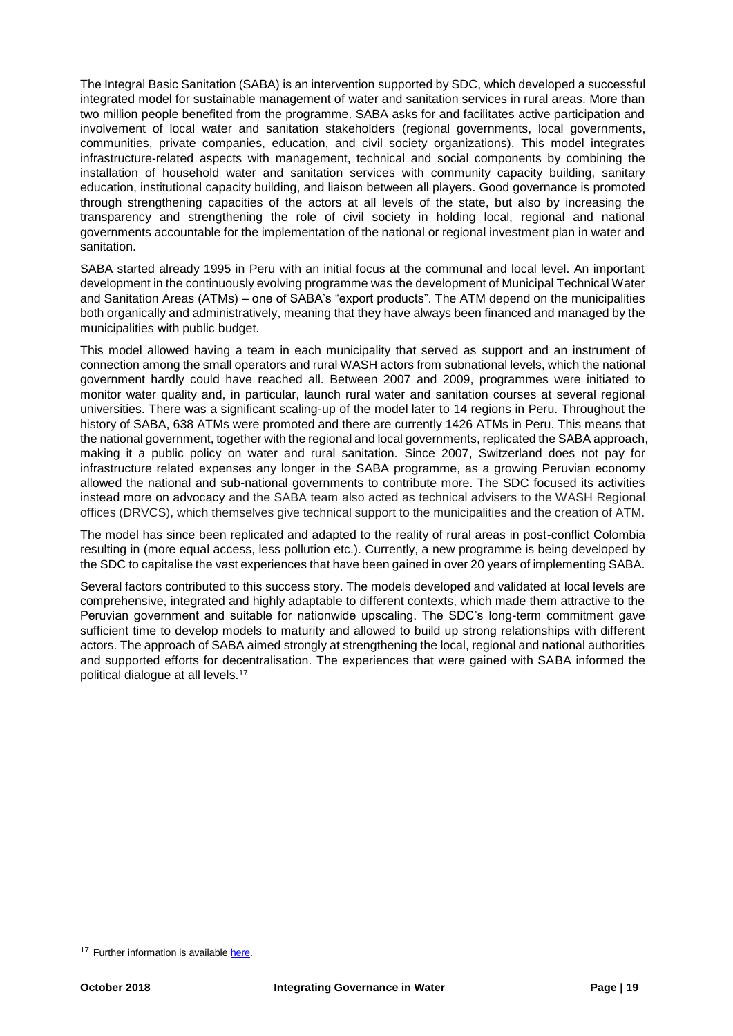The Integral Basic Sanitation (SABA) is an intervention supported by SDC, which developed a successful integrated model for sustainable management of water and sanitation services in rural areas. More than two million people benefited from the programme. SABA asks for and facilitates active participation and involvement of local water and sanitation stakeholders (regional governments, local governments, communities, private companies, education, and civil society organizations). This model integrates infrastructure-related aspects with management, technical and social components by combining the installation of household water and sanitation services with community capacity building, sanitary education, institutional capacity building, and liaison between all players. Good governance is promoted through strengthening capacities of the actors at all levels of the state, but also by increasing the transparency and strengthening the role of civil society in holding local, regional and national governments accountable for the implementation of the national or regional investment plan in water and sanitation.

SABA started already 1995 in Peru with an initial focus at the communal and local level. An important development in the continuously evolving programme was the development of Municipal Technical Water and Sanitation Areas (ATMs) – one of SABA's "export products". The ATM depend on the municipalities both organically and administratively, meaning that they have always been financed and managed by the municipalities with public budget.

This model allowed having a team in each municipality that served as support and an instrument of connection among the small operators and rural WASH actors from subnational levels, which the national government hardly could have reached all. Between 2007 and 2009, programmes were initiated to monitor water quality and, in particular, launch rural water and sanitation courses at several regional universities. There was a significant scaling-up of the model later to 14 regions in Peru. Throughout the history of SABA, 638 ATMs were promoted and there are currently 1426 ATMs in Peru. This means that the national government, together with the regional and local governments, replicated the SABA approach, making it a public policy on water and rural sanitation. Since 2007, Switzerland does not pay for infrastructure related expenses any longer in the SABA programme, as a growing Peruvian economy allowed the national and sub-national governments to contribute more. The SDC focused its activities instead more on advocacy and the SABA team also acted as technical advisers to the WASH Regional offices (DRVCS), which themselves give technical support to the municipalities and the creation of ATM.

The model has since been replicated and adapted to the reality of rural areas in post-conflict Colombia resulting in (more equal access, less pollution etc.). Currently, a new programme is being developed by the SDC to capitalise the vast experiences that have been gained in over 20 years of implementing SABA.

Several factors contributed to this success story. The models developed and validated at local levels are comprehensive, integrated and highly adaptable to different contexts, which made them attractive to the Peruvian government and suitable for nationwide upscaling. The SDC's long-term commitment gave sufficient time to develop models to maturity and allowed to build up strong relationships with different actors. The approach of SABA aimed strongly at strengthening the local, regional and national authorities and supported efforts for decentralisation. The experiences that were gained with SABA informed the political dialogue at all levels.[17]

[17] Further information is available here.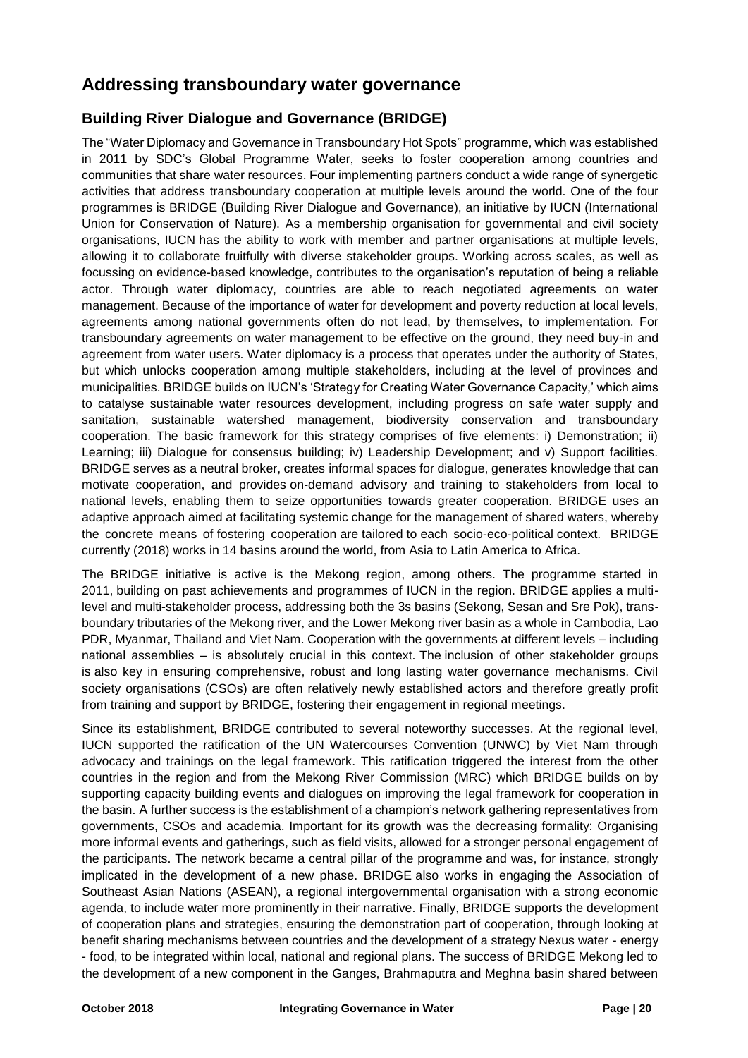# Addressing transboundary water governance

## Building River Dialogue and Governance (BRIDGE)

The "Water Diplomacy and Governance in Transboundary Hot Spots" programme, which was established in 2011 by SDC's Global Programme Water, seeks to foster cooperation among countries and communities that share water resources. Four implementing partners conduct a wide range of synergetic activities that address transboundary cooperation at multiple levels around the world. One of the four programmes is BRIDGE (Building River Dialogue and Governance), an initiative by IUCN (International Union for Conservation of Nature). As a membership organisation for governmental and civil society organisations, IUCN has the ability to work with member and partner organisations at multiple levels, allowing it to collaborate fruitfully with diverse stakeholder groups. Working across scales, as well as focussing on evidence-based knowledge, contributes to the organisation's reputation of being a reliable actor. Through water diplomacy, countries are able to reach negotiated agreements on water management. Because of the importance of water for development and poverty reduction at local levels, agreements among national governments often do not lead, by themselves, to implementation. For transboundary agreements on water management to be effective on the ground, they need buy-in and agreement from water users. Water diplomacy is a process that operates under the authority of States, but which unlocks cooperation among multiple stakeholders, including at the level of provinces and municipalities. BRIDGE builds on IUCN's 'Strategy for Creating Water Governance Capacity,' which aims to catalyse sustainable water resources development, including progress on safe water supply and sanitation, sustainable watershed management, biodiversity conservation and transboundary cooperation. The basic framework for this strategy comprises of five elements: i) Demonstration; ii) Learning; iii) Dialogue for consensus building; iv) Leadership Development; and v) Support facilities. BRIDGE serves as a neutral broker, creates informal spaces for dialogue, generates knowledge that can motivate cooperation, and provides on-demand advisory and training to stakeholders from local to national levels, enabling them to seize opportunities towards greater cooperation. BRIDGE uses an adaptive approach aimed at facilitating systemic change for the management of shared waters, whereby the concrete means of fostering cooperation are tailored to each socio-eco-political context. BRIDGE currently (2018) works in 14 basins around the world, from Asia to Latin America to Africa.

The BRIDGE initiative is active is the Mekong region, among others. The programme started in 2011, building on past achievements and programmes of IUCN in the region. BRIDGE applies a multi-level and multi-stakeholder process, addressing both the 3s basins (Sekong, Sesan and Sre Pok), trans-boundary tributaries of the Mekong river, and the Lower Mekong river basin as a whole in Cambodia, Lao PDR, Myanmar, Thailand and Viet Nam. Cooperation with the governments at different levels – including national assemblies – is absolutely crucial in this context. The inclusion of other stakeholder groups is also key in ensuring comprehensive, robust and long lasting water governance mechanisms. Civil society organisations (CSOs) are often relatively newly established actors and therefore greatly profit from training and support by BRIDGE, fostering their engagement in regional meetings.

Since its establishment, BRIDGE contributed to several noteworthy successes. At the regional level, IUCN supported the ratification of the UN Watercourses Convention (UNWC) by Viet Nam through advocacy and trainings on the legal framework. This ratification triggered the interest from the other countries in the region and from the Mekong River Commission (MRC) which BRIDGE builds on by supporting capacity building events and dialogues on improving the legal framework for cooperation in the basin. A further success is the establishment of a champion's network gathering representatives from governments, CSOs and academia. Important for its growth was the decreasing formality: Organising more informal events and gatherings, such as field visits, allowed for a stronger personal engagement of the participants. The network became a central pillar of the programme and was, for instance, strongly implicated in the development of a new phase. BRIDGE also works in engaging the Association of Southeast Asian Nations (ASEAN), a regional intergovernmental organisation with a strong economic agenda, to include water more prominently in their narrative. Finally, BRIDGE supports the development of cooperation plans and strategies, ensuring the demonstration part of cooperation, through looking at benefit sharing mechanisms between countries and the development of a strategy Nexus water - energy - food, to be integrated within local, national and regional plans. The success of BRIDGE Mekong led to the development of a new component in the Ganges, Brahmaputra and Meghna basin shared between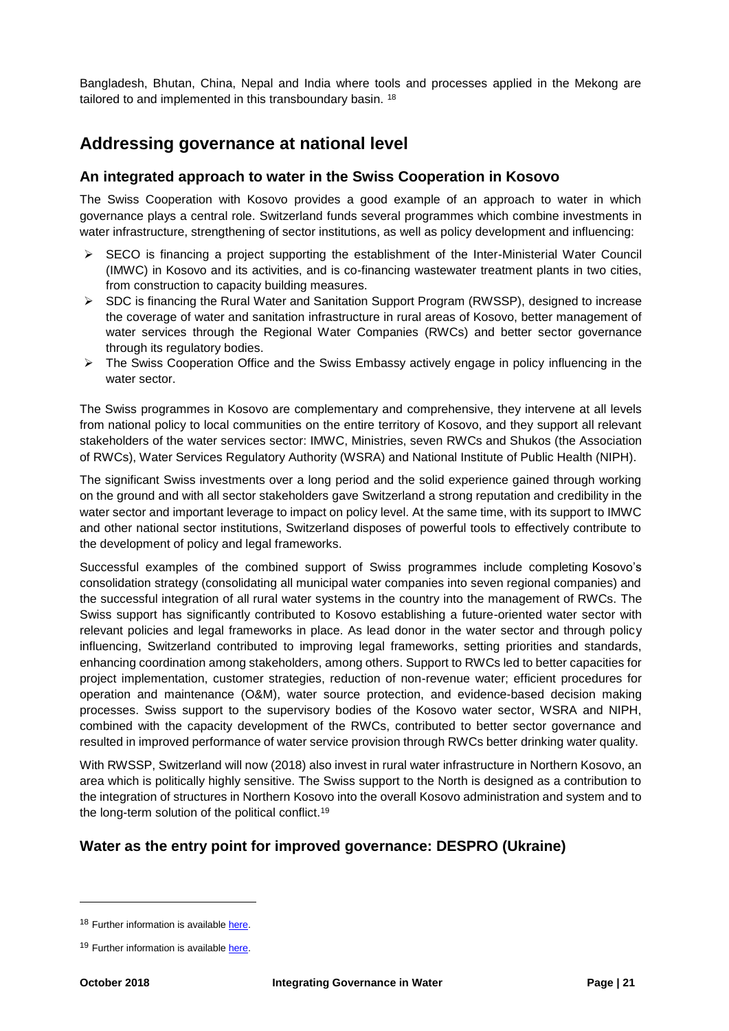Bangladesh, Bhutan, China, Nepal and India where tools and processes applied in the Mekong are tailored to and implemented in this transboundary basin. [18]

## Addressing governance at national level

### An integrated approach to water in the Swiss Cooperation in Kosovo

The Swiss Cooperation with Kosovo provides a good example of an approach to water in which governance plays a central role. Switzerland funds several programmes which combine investments in water infrastructure, strengthening of sector institutions, as well as policy development and influencing:

- SECO is financing a project supporting the establishment of the Inter-Ministerial Water Council (IMWC) in Kosovo and its activities, and is co-financing wastewater treatment plants in two cities, from construction to capacity building measures.
- SDC is financing the Rural Water and Sanitation Support Program (RWSSP), designed to increase the coverage of water and sanitation infrastructure in rural areas of Kosovo, better management of water services through the Regional Water Companies (RWCs) and better sector governance through its regulatory bodies.
- The Swiss Cooperation Office and the Swiss Embassy actively engage in policy influencing in the water sector.

The Swiss programmes in Kosovo are complementary and comprehensive, they intervene at all levels from national policy to local communities on the entire territory of Kosovo, and they support all relevant stakeholders of the water services sector: IMWC, Ministries, seven RWCs and Shukos (the Association of RWCs), Water Services Regulatory Authority (WSRA) and National Institute of Public Health (NIPH).

The significant Swiss investments over a long period and the solid experience gained through working on the ground and with all sector stakeholders gave Switzerland a strong reputation and credibility in the water sector and important leverage to impact on policy level. At the same time, with its support to IMWC and other national sector institutions, Switzerland disposes of powerful tools to effectively contribute to the development of policy and legal frameworks.

Successful examples of the combined support of Swiss programmes include completing Kosovo's consolidation strategy (consolidating all municipal water companies into seven regional companies) and the successful integration of all rural water systems in the country into the management of RWCs. The Swiss support has significantly contributed to Kosovo establishing a future-oriented water sector with relevant policies and legal frameworks in place. As lead donor in the water sector and through policy influencing, Switzerland contributed to improving legal frameworks, setting priorities and standards, enhancing coordination among stakeholders, among others. Support to RWCs led to better capacities for project implementation, customer strategies, reduction of non-revenue water; efficient procedures for operation and maintenance (O&M), water source protection, and evidence-based decision making processes. Swiss support to the supervisory bodies of the Kosovo water sector, WSRA and NIPH, combined with the capacity development of the RWCs, contributed to better sector governance and resulted in improved performance of water service provision through RWCs better drinking water quality.

With RWSSP, Switzerland will now (2018) also invest in rural water infrastructure in Northern Kosovo, an area which is politically highly sensitive. The Swiss support to the North is designed as a contribution to the integration of structures in Northern Kosovo into the overall Kosovo administration and system and to the long-term solution of the political conflict.[19]

### Water as the entry point for improved governance: DESPRO (Ukraine)

[18] Further information is available here.

[19] Further information is available here.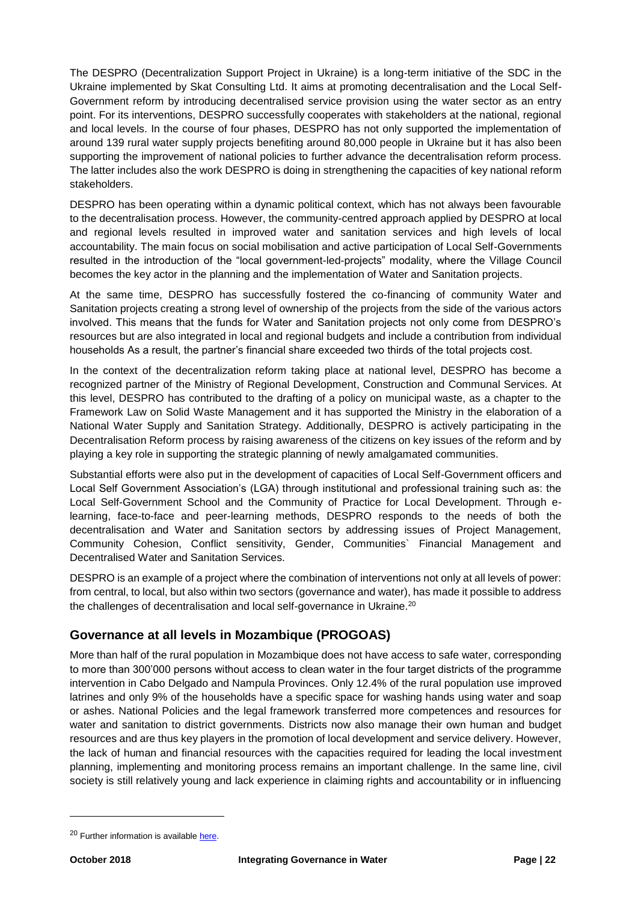The DESPRO (Decentralization Support Project in Ukraine) is a long-term initiative of the SDC in the Ukraine implemented by Skat Consulting Ltd. It aims at promoting decentralisation and the Local Self-Government reform by introducing decentralised service provision using the water sector as an entry point. For its interventions, DESPRO successfully cooperates with stakeholders at the national, regional and local levels. In the course of four phases, DESPRO has not only supported the implementation of around 139 rural water supply projects benefiting around 80,000 people in Ukraine but it has also been supporting the improvement of national policies to further advance the decentralisation reform process. The latter includes also the work DESPRO is doing in strengthening the capacities of key national reform stakeholders.

DESPRO has been operating within a dynamic political context, which has not always been favourable to the decentralisation process. However, the community-centred approach applied by DESPRO at local and regional levels resulted in improved water and sanitation services and high levels of local accountability. The main focus on social mobilisation and active participation of Local Self-Governments resulted in the introduction of the "local government-led-projects" modality, where the Village Council becomes the key actor in the planning and the implementation of Water and Sanitation projects.

At the same time, DESPRO has successfully fostered the co-financing of community Water and Sanitation projects creating a strong level of ownership of the projects from the side of the various actors involved. This means that the funds for Water and Sanitation projects not only come from DESPRO's resources but are also integrated in local and regional budgets and include a contribution from individual households As a result, the partner's financial share exceeded two thirds of the total projects cost.

In the context of the decentralization reform taking place at national level, DESPRO has become a recognized partner of the Ministry of Regional Development, Construction and Communal Services. At this level, DESPRO has contributed to the drafting of a policy on municipal waste, as a chapter to the Framework Law on Solid Waste Management and it has supported the Ministry in the elaboration of a National Water Supply and Sanitation Strategy. Additionally, DESPRO is actively participating in the Decentralisation Reform process by raising awareness of the citizens on key issues of the reform and by playing a key role in supporting the strategic planning of newly amalgamated communities.

Substantial efforts were also put in the development of capacities of Local Self-Government officers and Local Self Government Association's (LGA) through institutional and professional training such as: the Local Self-Government School and the Community of Practice for Local Development. Through e-learning, face-to-face and peer-learning methods, DESPRO responds to the needs of both the decentralisation and Water and Sanitation sectors by addressing issues of Project Management, Community Cohesion, Conflict sensitivity, Gender, Communities` Financial Management and Decentralised Water and Sanitation Services.

DESPRO is an example of a project where the combination of interventions not only at all levels of power: from central, to local, but also within two sectors (governance and water), has made it possible to address the challenges of decentralisation and local self-governance in Ukraine.[20]

## Governance at all levels in Mozambique (PROGOAS)

More than half of the rural population in Mozambique does not have access to safe water, corresponding to more than 300'000 persons without access to clean water in the four target districts of the programme intervention in Cabo Delgado and Nampula Provinces. Only 12.4% of the rural population use improved latrines and only 9% of the households have a specific space for washing hands using water and soap or ashes. National Policies and the legal framework transferred more competences and resources for water and sanitation to district governments. Districts now also manage their own human and budget resources and are thus key players in the promotion of local development and service delivery. However, the lack of human and financial resources with the capacities required for leading the local investment planning, implementing and monitoring process remains an important challenge. In the same line, civil society is still relatively young and lack experience in claiming rights and accountability or in influencing

[20] Further information is available here.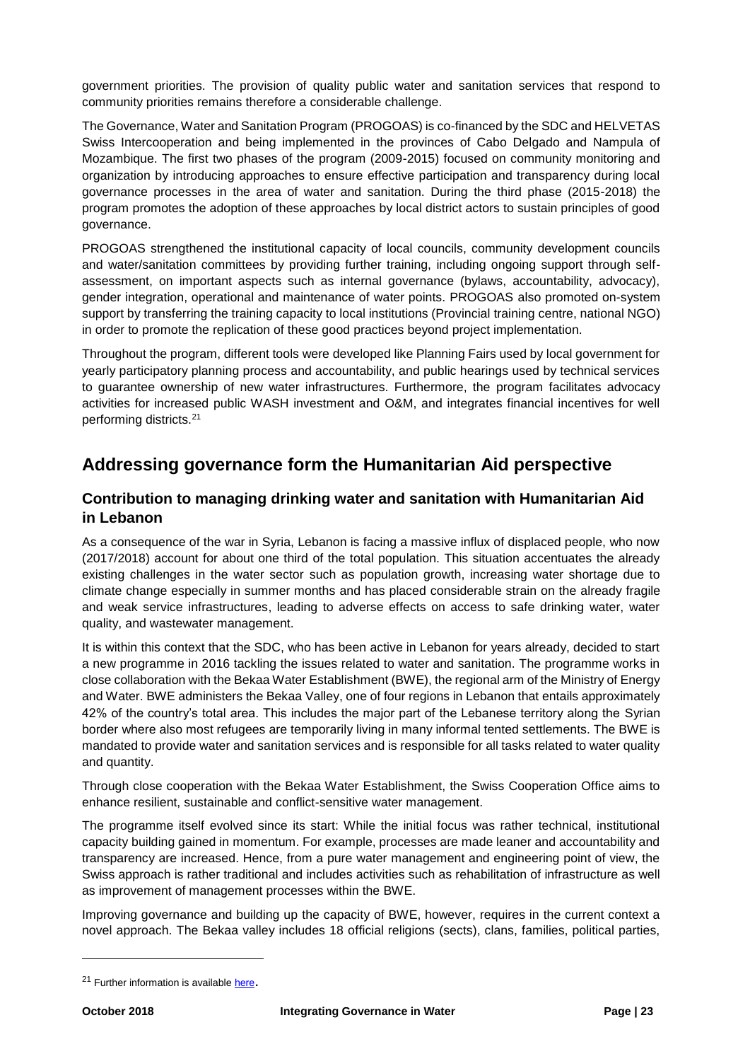government priorities. The provision of quality public water and sanitation services that respond to community priorities remains therefore a considerable challenge.

The Governance, Water and Sanitation Program (PROGOAS) is co-financed by the SDC and HELVETAS Swiss Intercooperation and being implemented in the provinces of Cabo Delgado and Nampula of Mozambique. The first two phases of the program (2009-2015) focused on community monitoring and organization by introducing approaches to ensure effective participation and transparency during local governance processes in the area of water and sanitation. During the third phase (2015-2018) the program promotes the adoption of these approaches by local district actors to sustain principles of good governance.

PROGOAS strengthened the institutional capacity of local councils, community development councils and water/sanitation committees by providing further training, including ongoing support through self-assessment, on important aspects such as internal governance (bylaws, accountability, advocacy), gender integration, operational and maintenance of water points. PROGOAS also promoted on-system support by transferring the training capacity to local institutions (Provincial training centre, national NGO) in order to promote the replication of these good practices beyond project implementation.

Throughout the program, different tools were developed like Planning Fairs used by local government for yearly participatory planning process and accountability, and public hearings used by technical services to guarantee ownership of new water infrastructures. Furthermore, the program facilitates advocacy activities for increased public WASH investment and O&M, and integrates financial incentives for well performing districts.[21]

## Addressing governance form the Humanitarian Aid perspective

### Contribution to managing drinking water and sanitation with Humanitarian Aid in Lebanon

As a consequence of the war in Syria, Lebanon is facing a massive influx of displaced people, who now (2017/2018) account for about one third of the total population. This situation accentuates the already existing challenges in the water sector such as population growth, increasing water shortage due to climate change especially in summer months and has placed considerable strain on the already fragile and weak service infrastructures, leading to adverse effects on access to safe drinking water, water quality, and wastewater management.

It is within this context that the SDC, who has been active in Lebanon for years already, decided to start a new programme in 2016 tackling the issues related to water and sanitation. The programme works in close collaboration with the Bekaa Water Establishment (BWE), the regional arm of the Ministry of Energy and Water. BWE administers the Bekaa Valley, one of four regions in Lebanon that entails approximately 42% of the country's total area. This includes the major part of the Lebanese territory along the Syrian border where also most refugees are temporarily living in many informal tented settlements. The BWE is mandated to provide water and sanitation services and is responsible for all tasks related to water quality and quantity.

Through close cooperation with the Bekaa Water Establishment, the Swiss Cooperation Office aims to enhance resilient, sustainable and conflict-sensitive water management.

The programme itself evolved since its start: While the initial focus was rather technical, institutional capacity building gained in momentum. For example, processes are made leaner and accountability and transparency are increased. Hence, from a pure water management and engineering point of view, the Swiss approach is rather traditional and includes activities such as rehabilitation of infrastructure as well as improvement of management processes within the BWE.

Improving governance and building up the capacity of BWE, however, requires in the current context a novel approach. The Bekaa valley includes 18 official religions (sects), clans, families, political parties,

[21] Further information is available here.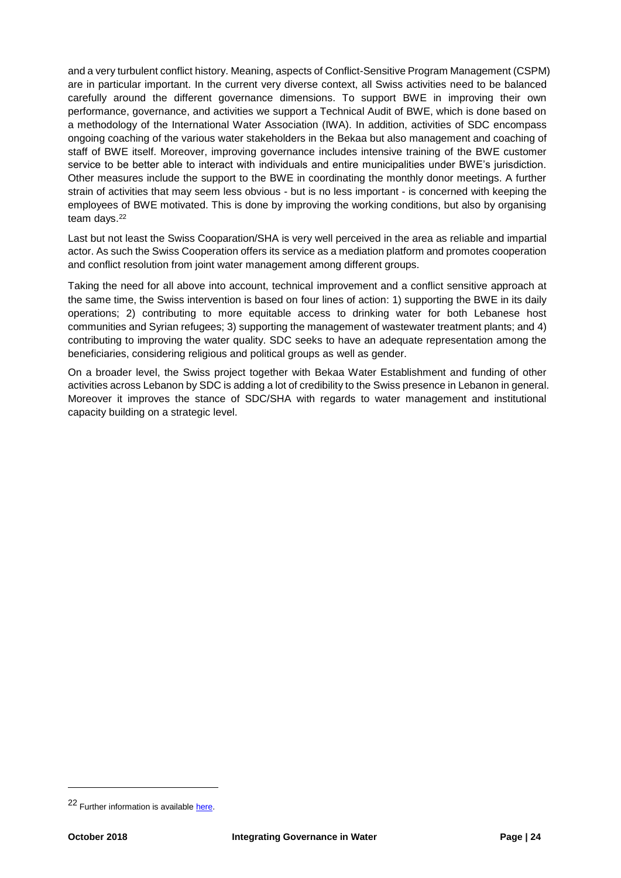and a very turbulent conflict history. Meaning, aspects of Conflict-Sensitive Program Management (CSPM) are in particular important. In the current very diverse context, all Swiss activities need to be balanced carefully around the different governance dimensions. To support BWE in improving their own performance, governance, and activities we support a Technical Audit of BWE, which is done based on a methodology of the International Water Association (IWA). In addition, activities of SDC encompass ongoing coaching of the various water stakeholders in the Bekaa but also management and coaching of staff of BWE itself. Moreover, improving governance includes intensive training of the BWE customer service to be better able to interact with individuals and entire municipalities under BWE's jurisdiction. Other measures include the support to the BWE in coordinating the monthly donor meetings. A further strain of activities that may seem less obvious - but is no less important - is concerned with keeping the employees of BWE motivated. This is done by improving the working conditions, but also by organising team days.[22]

Last but not least the Swiss Cooparation/SHA is very well perceived in the area as reliable and impartial actor. As such the Swiss Cooperation offers its service as a mediation platform and promotes cooperation and conflict resolution from joint water management among different groups.

Taking the need for all above into account, technical improvement and a conflict sensitive approach at the same time, the Swiss intervention is based on four lines of action: 1) supporting the BWE in its daily operations; 2) contributing to more equitable access to drinking water for both Lebanese host communities and Syrian refugees; 3) supporting the management of wastewater treatment plants; and 4) contributing to improving the water quality. SDC seeks to have an adequate representation among the beneficiaries, considering religious and political groups as well as gender.

On a broader level, the Swiss project together with Bekaa Water Establishment and funding of other activities across Lebanon by SDC is adding a lot of credibility to the Swiss presence in Lebanon in general. Moreover it improves the stance of SDC/SHA with regards to water management and institutional capacity building on a strategic level.

[22] Further information is available here.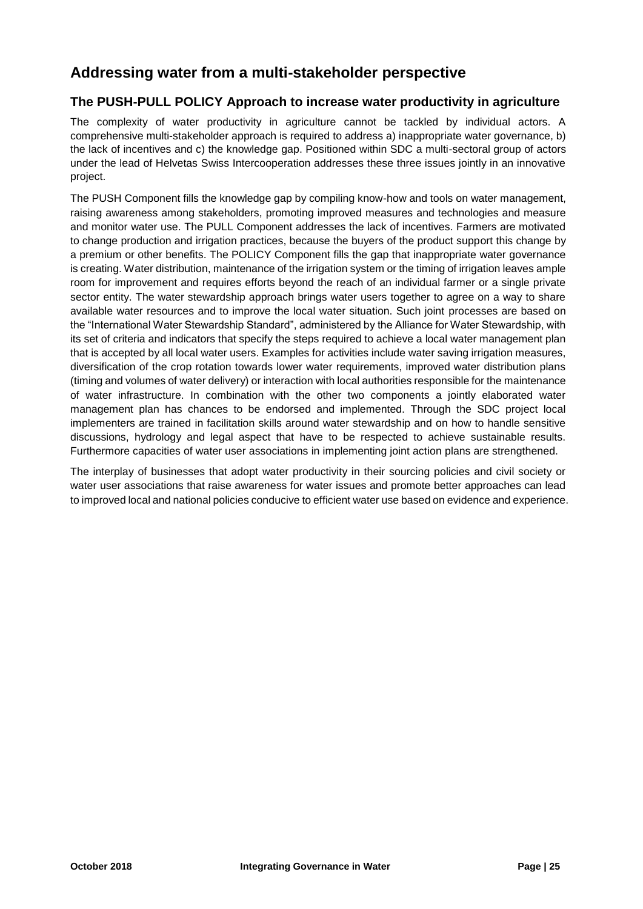## Addressing water from a multi-stakeholder perspective

### The PUSH-PULL POLICY Approach to increase water productivity in agriculture

The complexity of water productivity in agriculture cannot be tackled by individual actors. A comprehensive multi-stakeholder approach is required to address a) inappropriate water governance, b) the lack of incentives and c) the knowledge gap. Positioned within SDC a multi-sectoral group of actors under the lead of Helvetas Swiss Intercooperation addresses these three issues jointly in an innovative project.

The PUSH Component fills the knowledge gap by compiling know-how and tools on water management, raising awareness among stakeholders, promoting improved measures and technologies and measure and monitor water use. The PULL Component addresses the lack of incentives. Farmers are motivated to change production and irrigation practices, because the buyers of the product support this change by a premium or other benefits. The POLICY Component fills the gap that inappropriate water governance is creating. Water distribution, maintenance of the irrigation system or the timing of irrigation leaves ample room for improvement and requires efforts beyond the reach of an individual farmer or a single private sector entity. The water stewardship approach brings water users together to agree on a way to share available water resources and to improve the local water situation. Such joint processes are based on the "International Water Stewardship Standard", administered by the Alliance for Water Stewardship, with its set of criteria and indicators that specify the steps required to achieve a local water management plan that is accepted by all local water users. Examples for activities include water saving irrigation measures, diversification of the crop rotation towards lower water requirements, improved water distribution plans (timing and volumes of water delivery) or interaction with local authorities responsible for the maintenance of water infrastructure. In combination with the other two components a jointly elaborated water management plan has chances to be endorsed and implemented. Through the SDC project local implementers are trained in facilitation skills around water stewardship and on how to handle sensitive discussions, hydrology and legal aspect that have to be respected to achieve sustainable results. Furthermore capacities of water user associations in implementing joint action plans are strengthened.

The interplay of businesses that adopt water productivity in their sourcing policies and civil society or water user associations that raise awareness for water issues and promote better approaches can lead to improved local and national policies conducive to efficient water use based on evidence and experience.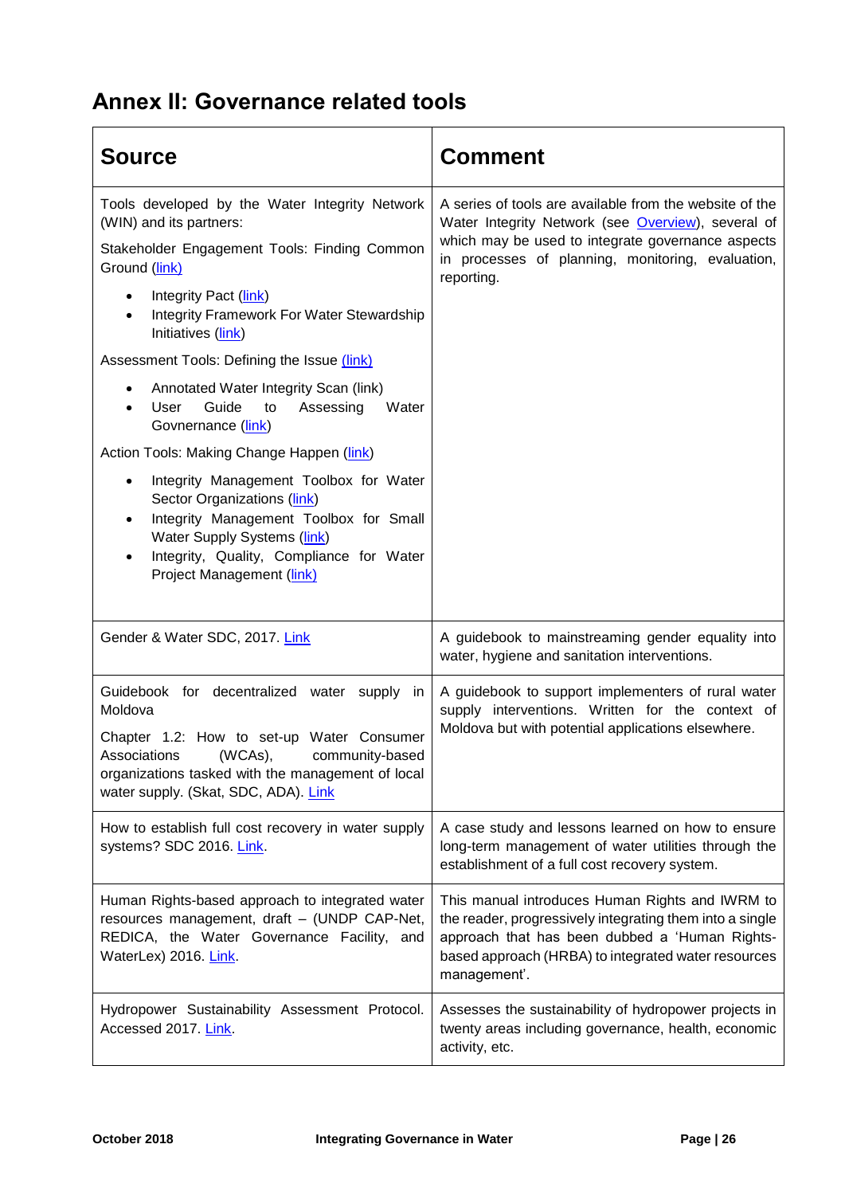## Annex II: Governance related tools

| Source | Comment |
|---|---|
| Tools developed by the Water Integrity Network (WIN) and its partners:<br><br>Stakeholder Engagement Tools: Finding Common Ground (link)<br><br>• Integrity Pact (link)<br>• Integrity Framework For Water Stewardship Initiatives (link)<br><br>Assessment Tools: Defining the Issue (link)<br><br>• Annotated Water Integrity Scan (link)<br>• User Guide to Assessing Water Govnernance (link)<br><br>Action Tools: Making Change Happen (link)<br><br>• Integrity Management Toolbox for Water Sector Organizations (link)<br>• Integrity Management Toolbox for Small Water Supply Systems (link)<br>• Integrity, Quality, Compliance for Water Project Management (link) | A series of tools are available from the website of the Water Integrity Network (see Overview), several of which may be used to integrate governance aspects in processes of planning, monitoring, evaluation, reporting. |
| Gender & Water SDC, 2017. Link | A guidebook to mainstreaming gender equality into water, hygiene and sanitation interventions. |
| Guidebook for decentralized water supply in Moldova<br><br>Chapter 1.2: How to set-up Water Consumer Associations (WCAs), community-based organizations tasked with the management of local water supply. (Skat, SDC, ADA). Link | A guidebook to support implementers of rural water supply interventions. Written for the context of Moldova but with potential applications elsewhere. |
| How to establish full cost recovery in water supply systems? SDC 2016. Link. | A case study and lessons learned on how to ensure long-term management of water utilities through the establishment of a full cost recovery system. |
| Human Rights-based approach to integrated water resources management, draft – (UNDP CAP-Net, REDICA, the Water Governance Facility, and WaterLex) 2016. Link. | This manual introduces Human Rights and IWRM to the reader, progressively integrating them into a single approach that has been dubbed a 'Human Rights-based approach (HRBA) to integrated water resources management'. |
| Hydropower Sustainability Assessment Protocol. Accessed 2017. Link. | Assesses the sustainability of hydropower projects in twenty areas including governance, health, economic activity, etc. |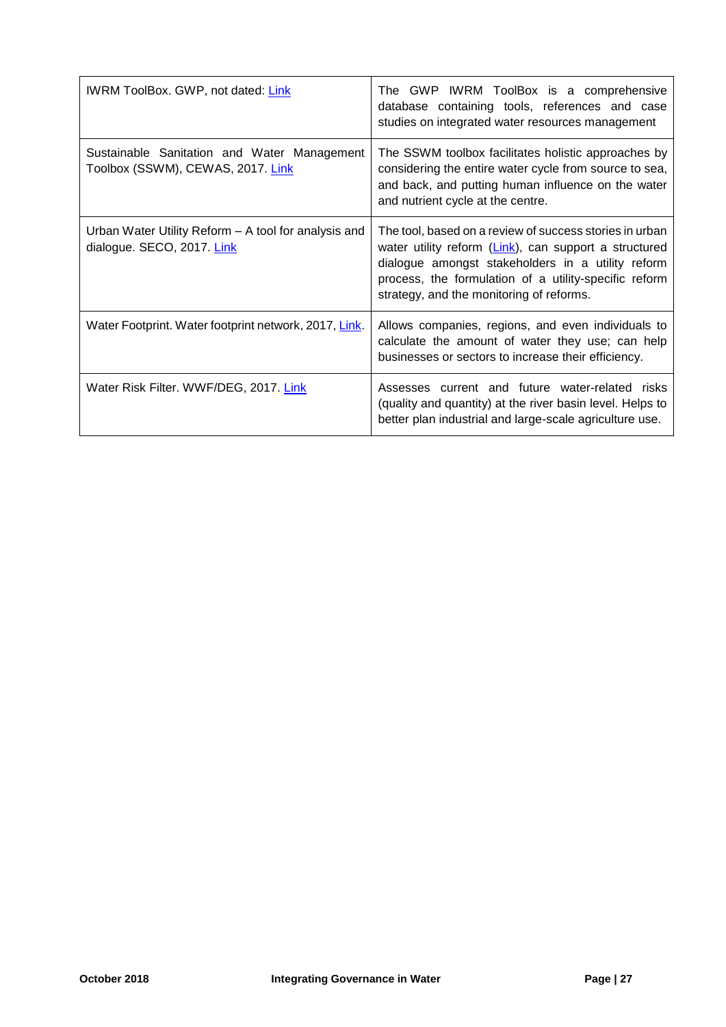| | |
|---|---|
| IWRM ToolBox. GWP, not dated: Link | The GWP IWRM ToolBox is a comprehensive database containing tools, references and case studies on integrated water resources management |
| Sustainable Sanitation and Water Management Toolbox (SSWM), CEWAS, 2017. Link | The SSWM toolbox facilitates holistic approaches by considering the entire water cycle from source to sea, and back, and putting human influence on the water and nutrient cycle at the centre. |
| Urban Water Utility Reform – A tool for analysis and dialogue. SECO, 2017. Link | The tool, based on a review of success stories in urban water utility reform (Link), can support a structured dialogue amongst stakeholders in a utility reform process, the formulation of a utility-specific reform strategy, and the monitoring of reforms. |
| Water Footprint. Water footprint network, 2017, Link. | Allows companies, regions, and even individuals to calculate the amount of water they use; can help businesses or sectors to increase their efficiency. |
| Water Risk Filter. WWF/DEG, 2017. Link | Assesses current and future water-related risks (quality and quantity) at the river basin level. Helps to better plan industrial and large-scale agriculture use. |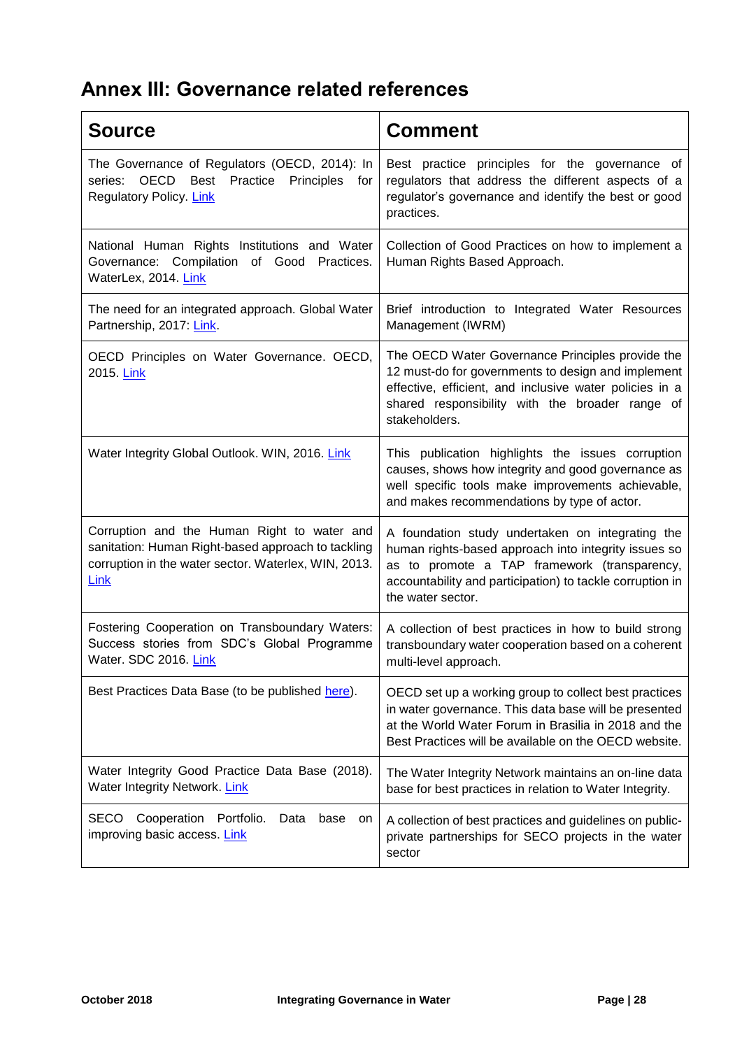## Annex III: Governance related references

| Source | Comment |
|---|---|
| The Governance of Regulators (OECD, 2014): In series: OECD Best Practice Principles for Regulatory Policy. Link | Best practice principles for the governance of regulators that address the different aspects of a regulator's governance and identify the best or good practices. |
| National Human Rights Institutions and Water Governance: Compilation of Good Practices. WaterLex, 2014. Link | Collection of Good Practices on how to implement a Human Rights Based Approach. |
| The need for an integrated approach. Global Water Partnership, 2017: Link. | Brief introduction to Integrated Water Resources Management (IWRM) |
| OECD Principles on Water Governance. OECD, 2015. Link | The OECD Water Governance Principles provide the 12 must-do for governments to design and implement effective, efficient, and inclusive water policies in a shared responsibility with the broader range of stakeholders. |
| Water Integrity Global Outlook. WIN, 2016. Link | This publication highlights the issues corruption causes, shows how integrity and good governance as well specific tools make improvements achievable, and makes recommendations by type of actor. |
| Corruption and the Human Right to water and sanitation: Human Right-based approach to tackling corruption in the water sector. Waterlex, WIN, 2013. Link | A foundation study undertaken on integrating the human rights-based approach into integrity issues so as to promote a TAP framework (transparency, accountability and participation) to tackle corruption in the water sector. |
| Fostering Cooperation on Transboundary Waters: Success stories from SDC's Global Programme Water. SDC 2016. Link | A collection of best practices in how to build strong transboundary water cooperation based on a coherent multi-level approach. |
| Best Practices Data Base (to be published here). | OECD set up a working group to collect best practices in water governance. This data base will be presented at the World Water Forum in Brasilia in 2018 and the Best Practices will be available on the OECD website. |
| Water Integrity Good Practice Data Base (2018). Water Integrity Network. Link | The Water Integrity Network maintains an on-line data base for best practices in relation to Water Integrity. |
| SECO Cooperation Portfolio. Data base on improving basic access. Link | A collection of best practices and guidelines on public-private partnerships for SECO projects in the water sector |